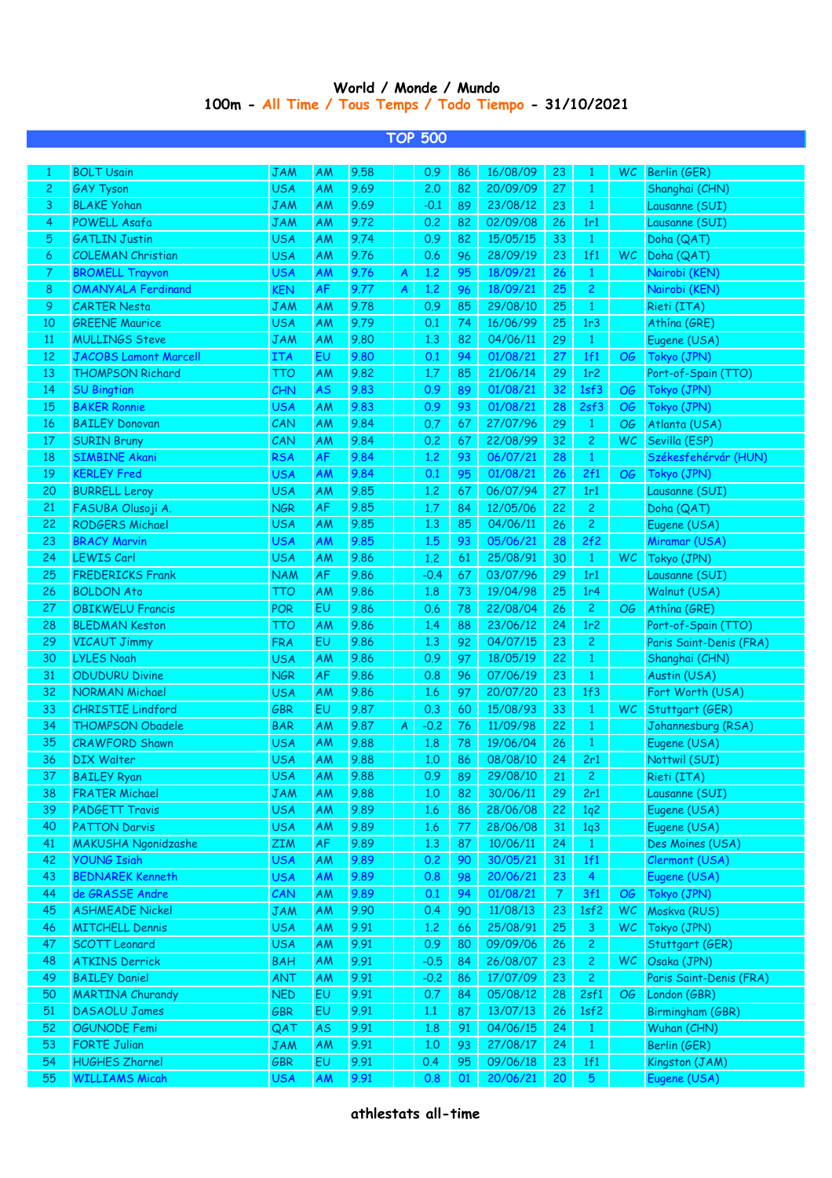# World / Monde / Mundo

## 100m - All Time / Tous Temps / Todo Tiempo - 31/10/2021

### TOP 500

| | | | | | | | | | | | | |
|---|---|---|---|---|---|---|---|---|---|---|---|---|
| 1 | BOLT Usain | JAM | AM | 9.58 | | 0.9 | 86 | 16/08/09 | 23 | 1 | WC | Berlin (GER) |
| 2 | GAY Tyson | USA | AM | 9.69 | | 2.0 | 82 | 20/09/09 | 27 | 1 | | Shanghai (CHN) |
| 3 | BLAKE Yohan | JAM | AM | 9.69 | | -0.1 | 89 | 23/08/12 | 23 | 1 | | Lausanne (SUI) |
| 4 | POWELL Asafa | JAM | AM | 9.72 | | 0.2 | 82 | 02/09/08 | 26 | 1r1 | | Lausanne (SUI) |
| 5 | GATLIN Justin | USA | AM | 9.74 | | 0.9 | 82 | 15/05/15 | 33 | 1 | | Doha (QAT) |
| 6 | COLEMAN Christian | USA | AM | 9.76 | | 0.6 | 96 | 28/09/19 | 23 | 1f1 | WC | Doha (QAT) |
| 7 | BROMELL Trayvon | USA | AM | 9.76 | A | 1.2 | 95 | 18/09/21 | 26 | 1 | | Nairobi (KEN) |
| 8 | OMANYALA Ferdinand | KEN | AF | 9.77 | A | 1.2 | 96 | 18/09/21 | 25 | 2 | | Nairobi (KEN) |
| 9 | CARTER Nesta | JAM | AM | 9.78 | | 0.9 | 85 | 29/08/10 | 25 | 1 | | Rieti (ITA) |
| 10 | GREENE Maurice | USA | AM | 9.79 | | 0.1 | 74 | 16/06/99 | 25 | 1r3 | | Athína (GRE) |
| 11 | MULLINGS Steve | JAM | AM | 9.80 | | 1.3 | 82 | 04/06/11 | 29 | 1 | | Eugene (USA) |
| 12 | JACOBS Lamont Marcell | ITA | EU | 9.80 | | 0.1 | 94 | 01/08/21 | 27 | 1f1 | OG | Tokyo (JPN) |
| 13 | THOMPSON Richard | TTO | AM | 9.82 | | 1.7 | 85 | 21/06/14 | 29 | 1r2 | | Port-of-Spain (TTO) |
| 14 | SU Bingtian | CHN | AS | 9.83 | | 0.9 | 89 | 01/08/21 | 32 | 1sf3 | OG | Tokyo (JPN) |
| 15 | BAKER Ronnie | USA | AM | 9.83 | | 0.9 | 93 | 01/08/21 | 28 | 2sf3 | OG | Tokyo (JPN) |
| 16 | BAILEY Donovan | CAN | AM | 9.84 | | 0.7 | 67 | 27/07/96 | 29 | 1 | OG | Atlanta (USA) |
| 17 | SURIN Bruny | CAN | AM | 9.84 | | 0.2 | 67 | 22/08/99 | 32 | 2 | WC | Sevilla (ESP) |
| 18 | SIMBINE Akani | RSA | AF | 9.84 | | 1.2 | 93 | 06/07/21 | 28 | 1 | | Székesfehérvár (HUN) |
| 19 | KERLEY Fred | USA | AM | 9.84 | | 0.1 | 95 | 01/08/21 | 26 | 2f1 | OG | Tokyo (JPN) |
| 20 | BURRELL Leroy | USA | AM | 9.85 | | 1.2 | 67 | 06/07/94 | 27 | 1r1 | | Lausanne (SUI) |
| 21 | FASUBA Olusoji A. | NGR | AF | 9.85 | | 1.7 | 84 | 12/05/06 | 22 | 2 | | Doha (QAT) |
| 22 | RODGERS Michael | USA | AM | 9.85 | | 1.3 | 85 | 04/06/11 | 26 | 2 | | Eugene (USA) |
| 23 | BRACY Marvin | USA | AM | 9.85 | | 1.5 | 93 | 05/06/21 | 28 | 2f2 | | Miramar (USA) |
| 24 | LEWIS Carl | USA | AM | 9.86 | | 1.2 | 61 | 25/08/91 | 30 | 1 | WC | Tokyo (JPN) |
| 25 | FREDERICKS Frank | NAM | AF | 9.86 | | -0.4 | 67 | 03/07/96 | 29 | 1r1 | | Lausanne (SUI) |
| 26 | BOLDON Ato | TTO | AM | 9.86 | | 1.8 | 73 | 19/04/98 | 25 | 1r4 | | Walnut (USA) |
| 27 | OBIKWELU Francis | POR | EU | 9.86 | | 0.6 | 78 | 22/08/04 | 26 | 2 | OG | Athína (GRE) |
| 28 | BLEDMAN Keston | TTO | AM | 9.86 | | 1.4 | 88 | 23/06/12 | 24 | 1r2 | | Port-of-Spain (TTO) |
| 29 | VICAUT Jimmy | FRA | EU | 9.86 | | 1.3 | 92 | 04/07/15 | 23 | 2 | | Paris Saint-Denis (FRA) |
| 30 | LYLES Noah | USA | AM | 9.86 | | 0.9 | 97 | 18/05/19 | 22 | 1 | | Shanghai (CHN) |
| 31 | ODUDURU Divine | NGR | AF | 9.86 | | 0.8 | 96 | 07/06/19 | 23 | 1 | | Austin (USA) |
| 32 | NORMAN Michael | USA | AM | 9.86 | | 1.6 | 97 | 20/07/20 | 23 | 1f3 | | Fort Worth (USA) |
| 33 | CHRISTIE Lindford | GBR | EU | 9.87 | | 0.3 | 60 | 15/08/93 | 33 | 1 | WC | Stuttgart (GER) |
| 34 | THOMPSON Obadele | BAR | AM | 9.87 | A | -0.2 | 76 | 11/09/98 | 22 | 1 | | Johannesburg (RSA) |
| 35 | CRAWFORD Shawn | USA | AM | 9.88 | | 1.8 | 78 | 19/06/04 | 26 | 1 | | Eugene (USA) |
| 36 | DIX Walter | USA | AM | 9.88 | | 1.0 | 86 | 08/08/10 | 24 | 2r1 | | Nottwil (SUI) |
| 37 | BAILEY Ryan | USA | AM | 9.88 | | 0.9 | 89 | 29/08/10 | 21 | 2 | | Rieti (ITA) |
| 38 | FRATER Michael | JAM | AM | 9.88 | | 1.0 | 82 | 30/06/11 | 29 | 2r1 | | Lausanne (SUI) |
| 39 | PADGETT Travis | USA | AM | 9.89 | | 1.6 | 86 | 28/06/08 | 22 | 1q2 | | Eugene (USA) |
| 40 | PATTON Darvis | USA | AM | 9.89 | | 1.6 | 77 | 28/06/08 | 31 | 1q3 | | Eugene (USA) |
| 41 | MAKUSHA Ngonidzashe | ZIM | AF | 9.89 | | 1.3 | 87 | 10/06/11 | 24 | 1 | | Des Moines (USA) |
| 42 | YOUNG Isiah | USA | AM | 9.89 | | 0.2 | 90 | 30/05/21 | 31 | 1f1 | | Clermont (USA) |
| 43 | BEDNAREK Kenneth | USA | AM | 9.89 | | 0.8 | 98 | 20/06/21 | 23 | 4 | | Eugene (USA) |
| 44 | de GRASSE Andre | CAN | AM | 9.89 | | 0.1 | 94 | 01/08/21 | 7 | 3f1 | OG | Tokyo (JPN) |
| 45 | ASHMEADE Nickel | JAM | AM | 9.90 | | 0.4 | 90 | 11/08/13 | 23 | 1sf2 | WC | Moskva (RUS) |
| 46 | MITCHELL Dennis | USA | AM | 9.91 | | 1.2 | 66 | 25/08/91 | 25 | 3 | WC | Tokyo (JPN) |
| 47 | SCOTT Leonard | USA | AM | 9.91 | | 0.9 | 80 | 09/09/06 | 26 | 2 | | Stuttgart (GER) |
| 48 | ATKINS Derrick | BAH | AM | 9.91 | | -0.5 | 84 | 26/08/07 | 23 | 2 | WC | Osaka (JPN) |
| 49 | BAILEY Daniel | ANT | AM | 9.91 | | -0.2 | 86 | 17/07/09 | 23 | 2 | | Paris Saint-Denis (FRA) |
| 50 | MARTINA Churandy | NED | EU | 9.91 | | 0.7 | 84 | 05/08/12 | 28 | 2sf1 | OG | London (GBR) |
| 51 | DASAOLU James | GBR | EU | 9.91 | | 1.1 | 87 | 13/07/13 | 26 | 1sf2 | | Birmingham (GBR) |
| 52 | OGUNODE Femi | QAT | AS | 9.91 | | 1.8 | 91 | 04/06/15 | 24 | 1 | | Wuhan (CHN) |
| 53 | FORTE Julian | JAM | AM | 9.91 | | 1.0 | 93 | 27/08/17 | 24 | 1 | | Berlin (GER) |
| 54 | HUGHES Zharnel | GBR | EU | 9.91 | | 0.4 | 95 | 09/06/18 | 23 | 1f1 | | Kingston (JAM) |
| 55 | WILLIAMS Micah | USA | AM | 9.91 | | 0.8 | 01 | 20/06/21 | 20 | 5 | | Eugene (USA) |

athlestats all-time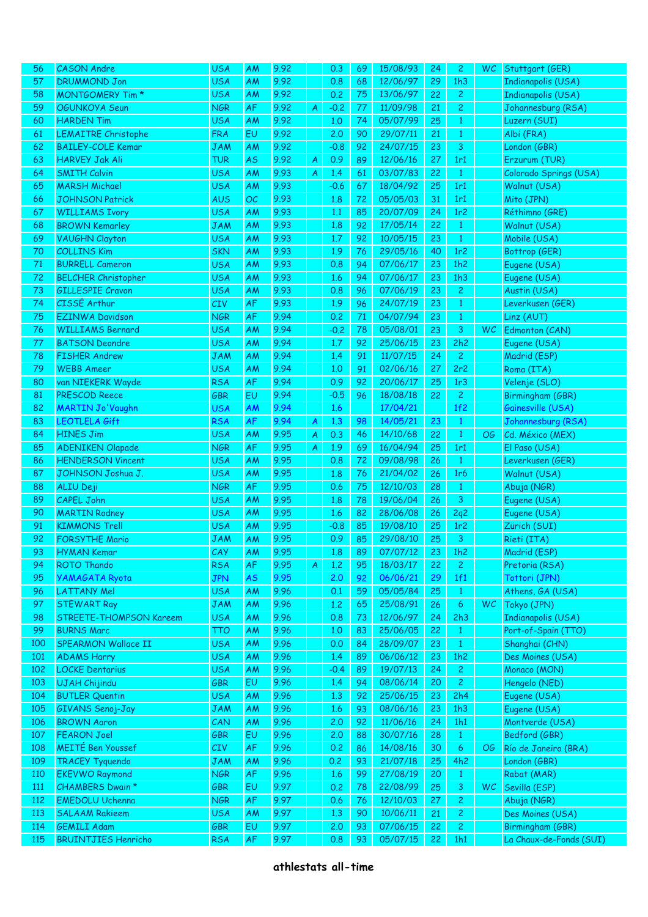| | | | | | | | | | | | | |
|---|---|---|---|---|---|---|---|---|---|---|---|---|
| 56 | CASON Andre | USA | AM | 9.92 | | 0.3 | 69 | 15/08/93 | 24 | 2 | WC | Stuttgart (GER) |
| 57 | DRUMMOND Jon | USA | AM | 9.92 | | 0.8 | 68 | 12/06/97 | 29 | 1h3 | | Indianapolis (USA) |
| 58 | MONTGOMERY Tim * | USA | AM | 9.92 | | 0.2 | 75 | 13/06/97 | 22 | 2 | | Indianapolis (USA) |
| 59 | OGUNKOYA Seun | NGR | AF | 9.92 | A | -0.2 | 77 | 11/09/98 | 21 | 2 | | Johannesburg (RSA) |
| 60 | HARDEN Tim | USA | AM | 9.92 | | 1.0 | 74 | 05/07/99 | 25 | 1 | | Luzern (SUI) |
| 61 | LEMAITRE Christophe | FRA | EU | 9.92 | | 2.0 | 90 | 29/07/11 | 21 | 1 | | Albi (FRA) |
| 62 | BAILEY-COLE Kemar | JAM | AM | 9.92 | | -0.8 | 92 | 24/07/15 | 23 | 3 | | London (GBR) |
| 63 | HARVEY Jak Ali | TUR | AS | 9.92 | A | 0.9 | 89 | 12/06/16 | 27 | 1r1 | | Erzurum (TUR) |
| 64 | SMITH Calvin | USA | AM | 9.93 | A | 1.4 | 61 | 03/07/83 | 22 | 1 | | Colorado Springs (USA) |
| 65 | MARSH Michael | USA | AM | 9.93 | | -0.6 | 67 | 18/04/92 | 25 | 1r1 | | Walnut (USA) |
| 66 | JOHNSON Patrick | AUS | OC | 9.93 | | 1.8 | 72 | 05/05/03 | 31 | 1r1 | | Mito (JPN) |
| 67 | WILLIAMS Ivory | USA | AM | 9.93 | | 1.1 | 85 | 20/07/09 | 24 | 1r2 | | Réthimno (GRE) |
| 68 | BROWN Kemarley | JAM | AM | 9.93 | | 1.8 | 92 | 17/05/14 | 22 | 1 | | Walnut (USA) |
| 69 | VAUGHN Clayton | USA | AM | 9.93 | | 1.7 | 92 | 10/05/15 | 23 | 1 | | Mobile (USA) |
| 70 | COLLINS Kim | SKN | AM | 9.93 | | 1.9 | 76 | 29/05/16 | 40 | 1r2 | | Bottrop (GER) |
| 71 | BURRELL Cameron | USA | AM | 9.93 | | 0.8 | 94 | 07/06/17 | 23 | 1h2 | | Eugene (USA) |
| 72 | BELCHER Christopher | USA | AM | 9.93 | | 1.6 | 94 | 07/06/17 | 23 | 1h3 | | Eugene (USA) |
| 73 | GILLESPIE Cravon | USA | AM | 9.93 | | 0.8 | 96 | 07/06/19 | 23 | 2 | | Austin (USA) |
| 74 | CISSÉ Arthur | CIV | AF | 9.93 | | 1.9 | 96 | 24/07/19 | 23 | 1 | | Leverkusen (GER) |
| 75 | EZINWA Davidson | NGR | AF | 9.94 | | 0.2 | 71 | 04/07/94 | 23 | 1 | | Linz (AUT) |
| 76 | WILLIAMS Bernard | USA | AM | 9.94 | | -0.2 | 78 | 05/08/01 | 23 | 3 | WC | Edmonton (CAN) |
| 77 | BATSON Deondre | USA | AM | 9.94 | | 1.7 | 92 | 25/06/15 | 23 | 2h2 | | Eugene (USA) |
| 78 | FISHER Andrew | JAM | AM | 9.94 | | 1.4 | 91 | 11/07/15 | 24 | 2 | | Madrid (ESP) |
| 79 | WEBB Ameer | USA | AM | 9.94 | | 1.0 | 91 | 02/06/16 | 27 | 2r2 | | Roma (ITA) |
| 80 | van NIEKERK Wayde | RSA | AF | 9.94 | | 0.9 | 92 | 20/06/17 | 25 | 1r3 | | Velenje (SLO) |
| 81 | PRESCOD Reece | GBR | EU | 9.94 | | -0.5 | 96 | 18/08/18 | 22 | 2 | | Birmingham (GBR) |
| 82 | MARTIN Jo'Vaughn | USA | AM | 9.94 | | 1.6 | | 17/04/21 | | 1f2 | | Gainesville (USA) |
| 83 | LEOTLELA Gift | RSA | AF | 9.94 | A | 1.3 | 98 | 14/05/21 | 23 | 1 | | Johannesburg (RSA) |
| 84 | HINES Jim | USA | AM | 9.95 | A | 0.3 | 46 | 14/10/68 | 22 | 1 | OG | Cd. México (MEX) |
| 85 | ADENIKEN Olapade | NGR | AF | 9.95 | A | 1.9 | 69 | 16/04/94 | 25 | 1r1 | | El Paso (USA) |
| 86 | HENDERSON Vincent | USA | AM | 9.95 | | 0.8 | 72 | 09/08/98 | 26 | 1 | | Leverkusen (GER) |
| 87 | JOHNSON Joshua J. | USA | AM | 9.95 | | 1.8 | 76 | 21/04/02 | 26 | 1r6 | | Walnut (USA) |
| 88 | ALIU Deji | NGR | AF | 9.95 | | 0.6 | 75 | 12/10/03 | 28 | 1 | | Abuja (NGR) |
| 89 | CAPEL John | USA | AM | 9.95 | | 1.8 | 78 | 19/06/04 | 26 | 3 | | Eugene (USA) |
| 90 | MARTIN Rodney | USA | AM | 9.95 | | 1.6 | 82 | 28/06/08 | 26 | 2q2 | | Eugene (USA) |
| 91 | KIMMONS Trell | USA | AM | 9.95 | | -0.8 | 85 | 19/08/10 | 25 | 1r2 | | Zürich (SUI) |
| 92 | FORSYTHE Mario | JAM | AM | 9.95 | | 0.9 | 85 | 29/08/10 | 25 | 3 | | Rieti (ITA) |
| 93 | HYMAN Kemar | CAY | AM | 9.95 | | 1.8 | 89 | 07/07/12 | 23 | 1h2 | | Madrid (ESP) |
| 94 | ROTO Thando | RSA | AF | 9.95 | A | 1.2 | 95 | 18/03/17 | 22 | 2 | | Pretoria (RSA) |
| 95 | YAMAGATA Ryota | JPN | AS | 9.95 | | 2.0 | 92 | 06/06/21 | 29 | 1f1 | | Tottori (JPN) |
| 96 | LATTANY Mel | USA | AM | 9.96 | | 0.1 | 59 | 05/05/84 | 25 | 1 | | Athens, GA (USA) |
| 97 | STEWART Ray | JAM | AM | 9.96 | | 1.2 | 65 | 25/08/91 | 26 | 6 | WC | Tokyo (JPN) |
| 98 | STREETE-THOMPSON Kareem | USA | AM | 9.96 | | 0.8 | 73 | 12/06/97 | 24 | 2h3 | | Indianapolis (USA) |
| 99 | BURNS Marc | TTO | AM | 9.96 | | 1.0 | 83 | 25/06/05 | 22 | 1 | | Port-of-Spain (TTO) |
| 100 | SPEARMON Wallace II | USA | AM | 9.96 | | 0.0 | 84 | 28/09/07 | 23 | 1 | | Shanghai (CHN) |
| 101 | ADAMS Harry | USA | AM | 9.96 | | 1.4 | 89 | 06/06/12 | 23 | 1h2 | | Des Moines (USA) |
| 102 | LOCKE Dentarius | USA | AM | 9.96 | | -0.4 | 89 | 19/07/13 | 24 | 2 | | Monaco (MON) |
| 103 | UJAH Chijindu | GBR | EU | 9.96 | | 1.4 | 94 | 08/06/14 | 20 | 2 | | Hengelo (NED) |
| 104 | BUTLER Quentin | USA | AM | 9.96 | | 1.3 | 92 | 25/06/15 | 23 | 2h4 | | Eugene (USA) |
| 105 | GIVANS Senoj-Jay | JAM | AM | 9.96 | | 1.6 | 93 | 08/06/16 | 23 | 1h3 | | Eugene (USA) |
| 106 | BROWN Aaron | CAN | AM | 9.96 | | 2.0 | 92 | 11/06/16 | 24 | 1h1 | | Montverde (USA) |
| 107 | FEARON Joel | GBR | EU | 9.96 | | 2.0 | 88 | 30/07/16 | 28 | 1 | | Bedford (GBR) |
| 108 | MEITÉ Ben Youssef | CIV | AF | 9.96 | | 0.2 | 86 | 14/08/16 | 30 | 6 | OG | Río de Janeiro (BRA) |
| 109 | TRACEY Tyquendo | JAM | AM | 9.96 | | 0.2 | 93 | 21/07/18 | 25 | 4h2 | | London (GBR) |
| 110 | EKEVWO Raymond | NGR | AF | 9.96 | | 1.6 | 99 | 27/08/19 | 20 | 1 | | Rabat (MAR) |
| 111 | CHAMBERS Dwain * | GBR | EU | 9.97 | | 0.2 | 78 | 22/08/99 | 25 | 3 | WC | Sevilla (ESP) |
| 112 | EMEDOLU Uchenna | NGR | AF | 9.97 | | 0.6 | 76 | 12/10/03 | 27 | 2 | | Abuja (NGR) |
| 113 | SALAAM Rakieem | USA | AM | 9.97 | | 1.3 | 90 | 10/06/11 | 21 | 2 | | Des Moines (USA) |
| 114 | GEMILI Adam | GBR | EU | 9.97 | | 2.0 | 93 | 07/06/15 | 22 | 2 | | Birmingham (GBR) |
| 115 | BRUINTJIES Henricho | RSA | AF | 9.97 | | 0.8 | 93 | 05/07/15 | 22 | 1h1 | | La Chaux-de-Fonds (SUI) |

**athlestats all-time**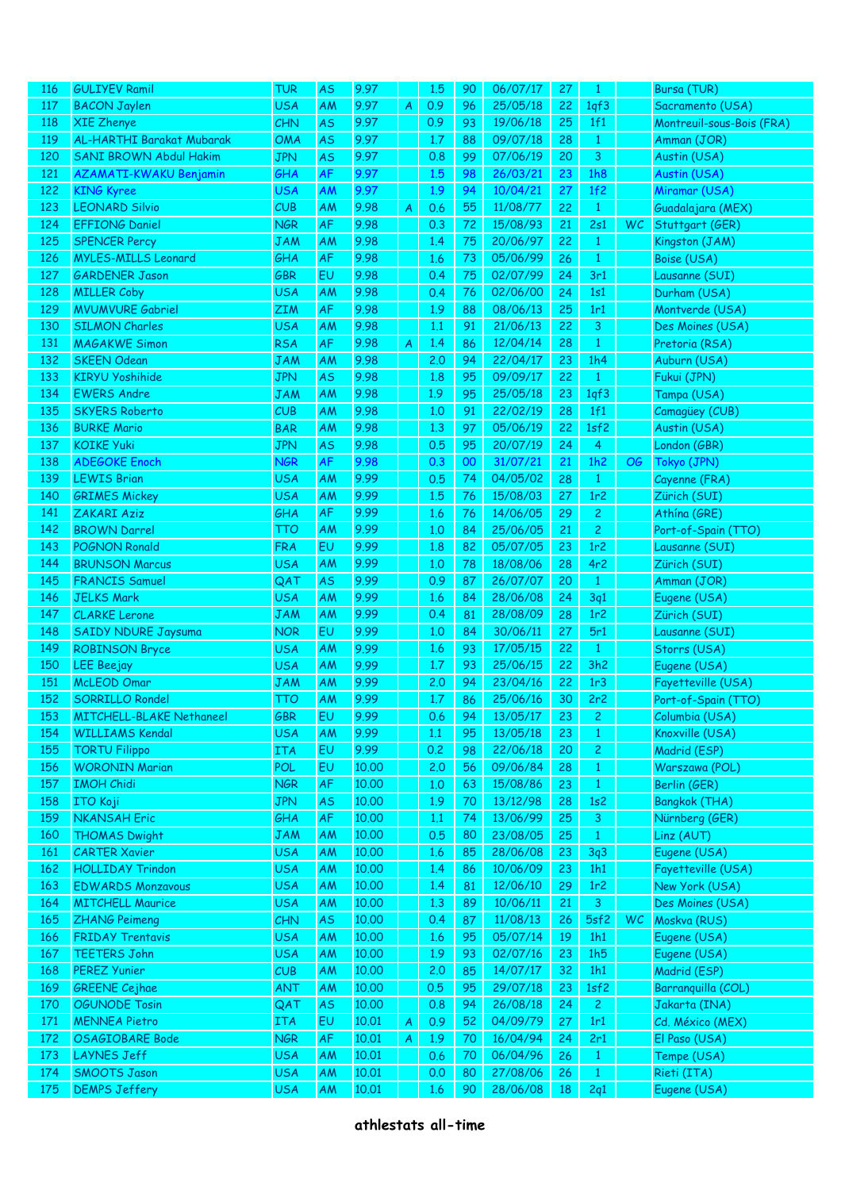| | | | | | | | | | | | | |
|---|---|---|---|---|---|---|---|---|---|---|---|---|
| 116 | GULIYEV Ramil | TUR | AS | 9.97 | | 1.5 | 90 | 06/07/17 | 27 | 1 | | Bursa (TUR) |
| 117 | BACON Jaylen | USA | AM | 9.97 | A | 0.9 | 96 | 25/05/18 | 22 | 1qf3 | | Sacramento (USA) |
| 118 | XIE Zhenye | CHN | AS | 9.97 | | 0.9 | 93 | 19/06/18 | 25 | 1f1 | | Montreuil-sous-Bois (FRA) |
| 119 | AL-HARTHI Barakat Mubarak | OMA | AS | 9.97 | | 1.7 | 88 | 09/07/18 | 28 | 1 | | Amman (JOR) |
| 120 | SANI BROWN Abdul Hakim | JPN | AS | 9.97 | | 0.8 | 99 | 07/06/19 | 20 | 3 | | Austin (USA) |
| 121 | AZAMATI-KWAKU Benjamin | GHA | AF | 9.97 | | 1.5 | 98 | 26/03/21 | 23 | 1h8 | | Austin (USA) |
| 122 | KING Kyree | USA | AM | 9.97 | | 1.9 | 94 | 10/04/21 | 27 | 1f2 | | Miramar (USA) |
| 123 | LEONARD Silvio | CUB | AM | 9.98 | A | 0.6 | 55 | 11/08/77 | 22 | 1 | | Guadalajara (MEX) |
| 124 | EFFIONG Daniel | NGR | AF | 9.98 | | 0.3 | 72 | 15/08/93 | 21 | 2s1 | WC | Stuttgart (GER) |
| 125 | SPENCER Percy | JAM | AM | 9.98 | | 1.4 | 75 | 20/06/97 | 22 | 1 | | Kingston (JAM) |
| 126 | MYLES-MILLS Leonard | GHA | AF | 9.98 | | 1.6 | 73 | 05/06/99 | 26 | 1 | | Boise (USA) |
| 127 | GARDENER Jason | GBR | EU | 9.98 | | 0.4 | 75 | 02/07/99 | 24 | 3r1 | | Lausanne (SUI) |
| 128 | MILLER Coby | USA | AM | 9.98 | | 0.4 | 76 | 02/06/00 | 24 | 1s1 | | Durham (USA) |
| 129 | MVUMVURE Gabriel | ZIM | AF | 9.98 | | 1.9 | 88 | 08/06/13 | 25 | 1r1 | | Montverde (USA) |
| 130 | SILMON Charles | USA | AM | 9.98 | | 1.1 | 91 | 21/06/13 | 22 | 3 | | Des Moines (USA) |
| 131 | MAGAKWE Simon | RSA | AF | 9.98 | A | 1.4 | 86 | 12/04/14 | 28 | 1 | | Pretoria (RSA) |
| 132 | SKEEN Odean | JAM | AM | 9.98 | | 2.0 | 94 | 22/04/17 | 23 | 1h4 | | Auburn (USA) |
| 133 | KIRYU Yoshihide | JPN | AS | 9.98 | | 1.8 | 95 | 09/09/17 | 22 | 1 | | Fukui (JPN) |
| 134 | EWERS Andre | JAM | AM | 9.98 | | 1.9 | 95 | 25/05/18 | 23 | 1qf3 | | Tampa (USA) |
| 135 | SKYERS Roberto | CUB | AM | 9.98 | | 1.0 | 91 | 22/02/19 | 28 | 1f1 | | Camagüey (CUB) |
| 136 | BURKE Mario | BAR | AM | 9.98 | | 1.3 | 97 | 05/06/19 | 22 | 1sf2 | | Austin (USA) |
| 137 | KOIKE Yuki | JPN | AS | 9.98 | | 0.5 | 95 | 20/07/19 | 24 | 4 | | London (GBR) |
| 138 | ADEGOKE Enoch | NGR | AF | 9.98 | | 0.3 | 00 | 31/07/21 | 21 | 1h2 | OG | Tokyo (JPN) |
| 139 | LEWIS Brian | USA | AM | 9.99 | | 0.5 | 74 | 04/05/02 | 28 | 1 | | Cayenne (FRA) |
| 140 | GRIMES Mickey | USA | AM | 9.99 | | 1.5 | 76 | 15/08/03 | 27 | 1r2 | | Zürich (SUI) |
| 141 | ZAKARI Aziz | GHA | AF | 9.99 | | 1.6 | 76 | 14/06/05 | 29 | 2 | | Athína (GRE) |
| 142 | BROWN Darrel | TTO | AM | 9.99 | | 1.0 | 84 | 25/06/05 | 21 | 2 | | Port-of-Spain (TTO) |
| 143 | POGNON Ronald | FRA | EU | 9.99 | | 1.8 | 82 | 05/07/05 | 23 | 1r2 | | Lausanne (SUI) |
| 144 | BRUNSON Marcus | USA | AM | 9.99 | | 1.0 | 78 | 18/08/06 | 28 | 4r2 | | Zürich (SUI) |
| 145 | FRANCIS Samuel | QAT | AS | 9.99 | | 0.9 | 87 | 26/07/07 | 20 | 1 | | Amman (JOR) |
| 146 | JELKS Mark | USA | AM | 9.99 | | 1.6 | 84 | 28/06/08 | 24 | 3q1 | | Eugene (USA) |
| 147 | CLARKE Lerone | JAM | AM | 9.99 | | 0.4 | 81 | 28/08/09 | 28 | 1r2 | | Zürich (SUI) |
| 148 | SAIDY NDURE Jaysuma | NOR | EU | 9.99 | | 1.0 | 84 | 30/06/11 | 27 | 5r1 | | Lausanne (SUI) |
| 149 | ROBINSON Bryce | USA | AM | 9.99 | | 1.6 | 93 | 17/05/15 | 22 | 1 | | Storrs (USA) |
| 150 | LEE Beejay | USA | AM | 9.99 | | 1.7 | 93 | 25/06/15 | 22 | 3h2 | | Eugene (USA) |
| 151 | McLEOD Omar | JAM | AM | 9.99 | | 2.0 | 94 | 23/04/16 | 22 | 1r3 | | Fayetteville (USA) |
| 152 | SORRILLO Rondel | TTO | AM | 9.99 | | 1.7 | 86 | 25/06/16 | 30 | 2r2 | | Port-of-Spain (TTO) |
| 153 | MITCHELL-BLAKE Nethaneel | GBR | EU | 9.99 | | 0.6 | 94 | 13/05/17 | 23 | 2 | | Columbia (USA) |
| 154 | WILLIAMS Kendal | USA | AM | 9.99 | | 1.1 | 95 | 13/05/18 | 23 | 1 | | Knoxville (USA) |
| 155 | TORTU Filippo | ITA | EU | 9.99 | | 0.2 | 98 | 22/06/18 | 20 | 2 | | Madrid (ESP) |
| 156 | WORONIN Marian | POL | EU | 10.00 | | 2.0 | 56 | 09/06/84 | 28 | 1 | | Warszawa (POL) |
| 157 | IMOH Chidi | NGR | AF | 10.00 | | 1.0 | 63 | 15/08/86 | 23 | 1 | | Berlin (GER) |
| 158 | ITO Koji | JPN | AS | 10.00 | | 1.9 | 70 | 13/12/98 | 28 | 1s2 | | Bangkok (THA) |
| 159 | NKANSAH Eric | GHA | AF | 10.00 | | 1.1 | 74 | 13/06/99 | 25 | 3 | | Nürnberg (GER) |
| 160 | THOMAS Dwight | JAM | AM | 10.00 | | 0.5 | 80 | 23/08/05 | 25 | 1 | | Linz (AUT) |
| 161 | CARTER Xavier | USA | AM | 10.00 | | 1.6 | 85 | 28/06/08 | 23 | 3q3 | | Eugene (USA) |
| 162 | HOLLIDAY Trindon | USA | AM | 10.00 | | 1.4 | 86 | 10/06/09 | 23 | 1h1 | | Fayetteville (USA) |
| 163 | EDWARDS Monzavous | USA | AM | 10.00 | | 1.4 | 81 | 12/06/10 | 29 | 1r2 | | New York (USA) |
| 164 | MITCHELL Maurice | USA | AM | 10.00 | | 1.3 | 89 | 10/06/11 | 21 | 3 | | Des Moines (USA) |
| 165 | ZHANG Peimeng | CHN | AS | 10.00 | | 0.4 | 87 | 11/08/13 | 26 | 5sf2 | WC | Moskva (RUS) |
| 166 | FRIDAY Trentavis | USA | AM | 10.00 | | 1.6 | 95 | 05/07/14 | 19 | 1h1 | | Eugene (USA) |
| 167 | TEETERS John | USA | AM | 10.00 | | 1.9 | 93 | 02/07/16 | 23 | 1h5 | | Eugene (USA) |
| 168 | PEREZ Yunier | CUB | AM | 10.00 | | 2.0 | 85 | 14/07/17 | 32 | 1h1 | | Madrid (ESP) |
| 169 | GREENE Cejhae | ANT | AM | 10.00 | | 0.5 | 95 | 29/07/18 | 23 | 1sf2 | | Barranquilla (COL) |
| 170 | OGUNODE Tosin | QAT | AS | 10.00 | | 0.8 | 94 | 26/08/18 | 24 | 2 | | Jakarta (INA) |
| 171 | MENNEA Pietro | ITA | EU | 10.01 | A | 0.9 | 52 | 04/09/79 | 27 | 1r1 | | Cd. México (MEX) |
| 172 | OSAGIOBARE Bode | NGR | AF | 10.01 | A | 1.9 | 70 | 16/04/94 | 24 | 2r1 | | El Paso (USA) |
| 173 | LAYNES Jeff | USA | AM | 10.01 | | 0.6 | 70 | 06/04/96 | 26 | 1 | | Tempe (USA) |
| 174 | SMOOTS Jason | USA | AM | 10.01 | | 0.0 | 80 | 27/08/06 | 26 | 1 | | Rieti (ITA) |
| 175 | DEMPS Jeffery | USA | AM | 10.01 | | 1.6 | 90 | 28/06/08 | 18 | 2q1 | | Eugene (USA) |

**athlestats all-time**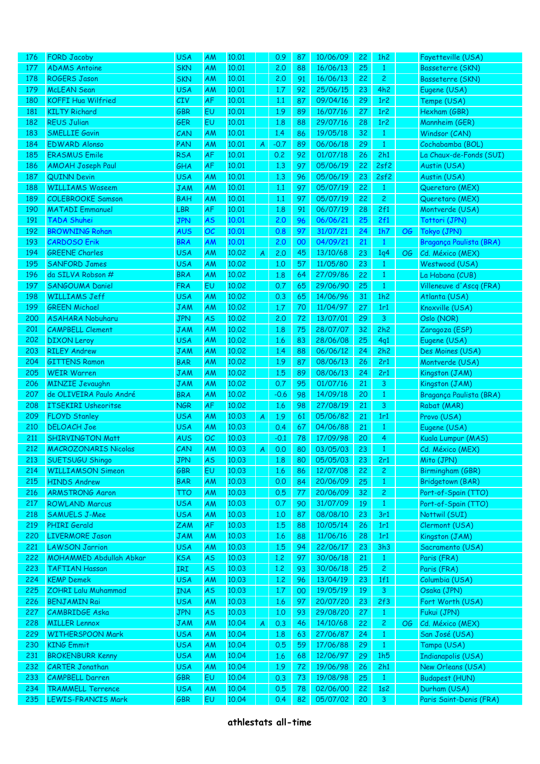| | | | | | | | | | | | | |
|---|---|---|---|---|---|---|---|---|---|---|---|---|
| 176 | FORD Jacoby | USA | AM | 10.01 | | 0.9 | 87 | 10/06/09 | 22 | 1h2 | | Fayetteville (USA) |
| 177 | ADAMS Antoine | SKN | AM | 10.01 | | 2.0 | 88 | 16/06/13 | 25 | 1 | | Basseterre (SKN) |
| 178 | ROGERS Jason | SKN | AM | 10.01 | | 2.0 | 91 | 16/06/13 | 22 | 2 | | Basseterre (SKN) |
| 179 | McLEAN Sean | USA | AM | 10.01 | | 1.7 | 92 | 25/06/15 | 23 | 4h2 | | Eugene (USA) |
| 180 | KOFFI Hua Wilfried | CIV | AF | 10.01 | | 1.1 | 87 | 09/04/16 | 29 | 1r2 | | Tempe (USA) |
| 181 | KILTY Richard | GBR | EU | 10.01 | | 1.9 | 89 | 16/07/16 | 27 | 1r2 | | Hexham (GBR) |
| 182 | REUS Julian | GER | EU | 10.01 | | 1.8 | 88 | 29/07/16 | 28 | 1r2 | | Mannheim (GER) |
| 183 | SMELLIE Gavin | CAN | AM | 10.01 | | 1.4 | 86 | 19/05/18 | 32 | 1 | | Windsor (CAN) |
| 184 | EDWARD Alonso | PAN | AM | 10.01 | A | -0.7 | 89 | 06/06/18 | 29 | 1 | | Cochabamba (BOL) |
| 185 | ERASMUS Emile | RSA | AF | 10.01 | | 0.2 | 92 | 01/07/18 | 26 | 2h1 | | La Chaux-de-Fonds (SUI) |
| 186 | AMOAH Joseph Paul | GHA | AF | 10.01 | | 1.3 | 97 | 05/06/19 | 22 | 2sf2 | | Austin (USA) |
| 187 | QUINN Devin | USA | AM | 10.01 | | 1.3 | 96 | 05/06/19 | 23 | 2sf2 | | Austin (USA) |
| 188 | WILLIAMS Waseem | JAM | AM | 10.01 | | 1.1 | 97 | 05/07/19 | 22 | 1 | | Queretaro (MEX) |
| 189 | COLEBROOKE Samson | BAH | AM | 10.01 | | 1.1 | 97 | 05/07/19 | 22 | 2 | | Queretaro (MEX) |
| 190 | MATADI Emmanuel | LBR | AF | 10.01 | | 1.8 | 91 | 06/07/19 | 28 | 2f1 | | Montverde (USA) |
| 191 | TADA Shuhei | JPN | AS | 10.01 | | 2.0 | 96 | 06/06/21 | 25 | 2f1 | | Tottori (JPN) |
| 192 | BROWNING Rohan | AUS | OC | 10.01 | | 0.8 | 97 | 31/07/21 | 24 | 1h7 | OG | Tokyo (JPN) |
| 193 | CARDOSO Erik | BRA | AM | 10.01 | | 2.0 | 00 | 04/09/21 | 21 | 1 | | Bragança Paulista (BRA) |
| 194 | GREENE Charles | USA | AM | 10.02 | A | 2.0 | 45 | 13/10/68 | 23 | 1q4 | OG | Cd. México (MEX) |
| 195 | SANFORD James | USA | AM | 10.02 | | 1.0 | 57 | 11/05/80 | 23 | 1 | | Westwood (USA) |
| 196 | da SILVA Robson # | BRA | AM | 10.02 | | 1.8 | 64 | 27/09/86 | 22 | 1 | | La Habana (CUB) |
| 197 | SANGOUMA Daniel | FRA | EU | 10.02 | | 0.7 | 65 | 29/06/90 | 25 | 1 | | Villeneuve d'Ascq (FRA) |
| 198 | WILLIAMS Jeff | USA | AM | 10.02 | | 0.3 | 65 | 14/06/96 | 31 | 1h2 | | Atlanta (USA) |
| 199 | GREEN Michael | JAM | AM | 10.02 | | 1.7 | 70 | 11/04/97 | 27 | 1r1 | | Knoxville (USA) |
| 200 | ASAHARA Nobuharu | JPN | AS | 10.02 | | 2.0 | 72 | 13/07/01 | 29 | 3 | | Oslo (NOR) |
| 201 | CAMPBELL Clement | JAM | AM | 10.02 | | 1.8 | 75 | 28/07/07 | 32 | 2h2 | | Zaragoza (ESP) |
| 202 | DIXON Leroy | USA | AM | 10.02 | | 1.6 | 83 | 28/06/08 | 25 | 4q1 | | Eugene (USA) |
| 203 | RILEY Andrew | JAM | AM | 10.02 | | 1.4 | 88 | 06/06/12 | 24 | 2h2 | | Des Moines (USA) |
| 204 | GITTENS Ramon | BAR | AM | 10.02 | | 1.9 | 87 | 08/06/13 | 26 | 2r1 | | Montverde (USA) |
| 205 | WEIR Warren | JAM | AM | 10.02 | | 1.5 | 89 | 08/06/13 | 24 | 2r1 | | Kingston (JAM) |
| 206 | MINZIE Jevaughn | JAM | AM | 10.02 | | 0.7 | 95 | 01/07/16 | 21 | 3 | | Kingston (JAM) |
| 207 | de OLIVEIRA Paulo André | BRA | AM | 10.02 | | -0.6 | 98 | 14/09/18 | 20 | 1 | | Bragança Paulista (BRA) |
| 208 | ITSEKIRI Usheoritse | NGR | AF | 10.02 | | 1.6 | 98 | 27/08/19 | 21 | 3 | | Rabat (MAR) |
| 209 | FLOYD Stanley | USA | AM | 10.03 | A | 1.9 | 61 | 05/06/82 | 21 | 1r1 | | Provo (USA) |
| 210 | DELOACH Joe | USA | AM | 10.03 | | 0.4 | 67 | 04/06/88 | 21 | 1 | | Eugene (USA) |
| 211 | SHIRVINGTON Matt | AUS | OC | 10.03 | | -0.1 | 78 | 17/09/98 | 20 | 4 | | Kuala Lumpur (MAS) |
| 212 | MACROZONARIS Nicolas | CAN | AM | 10.03 | A | 0.0 | 80 | 03/05/03 | 23 | 1 | | Cd. México (MEX) |
| 213 | SUETSUGU Shingo | JPN | AS | 10.03 | | 1.8 | 80 | 05/05/03 | 23 | 2r1 | | Mito (JPN) |
| 214 | WILLIAMSON Simeon | GBR | EU | 10.03 | | 1.6 | 86 | 12/07/08 | 22 | 2 | | Birmingham (GBR) |
| 215 | HINDS Andrew | BAR | AM | 10.03 | | 0.0 | 84 | 20/06/09 | 25 | 1 | | Bridgetown (BAR) |
| 216 | ARMSTRONG Aaron | TTO | AM | 10.03 | | 0.5 | 77 | 20/06/09 | 32 | 2 | | Port-of-Spain (TTO) |
| 217 | ROWLAND Marcus | USA | AM | 10.03 | | 0.7 | 90 | 31/07/09 | 19 | 1 | | Port-of-Spain (TTO) |
| 218 | SAMUELS J-Mee | USA | AM | 10.03 | | 1.0 | 87 | 08/08/10 | 23 | 3r1 | | Nottwil (SUI) |
| 219 | PHIRI Gerald | ZAM | AF | 10.03 | | 1.5 | 88 | 10/05/14 | 26 | 1r1 | | Clermont (USA) |
| 220 | LIVERMORE Jason | JAM | AM | 10.03 | | 1.6 | 88 | 11/06/16 | 28 | 1r1 | | Kingston (JAM) |
| 221 | LAWSON Jarrion | USA | AM | 10.03 | | 1.5 | 94 | 22/06/17 | 23 | 3h3 | | Sacramento (USA) |
| 222 | MOHAMMED Abdullah Abkar | KSA | AS | 10.03 | | 1.2 | 97 | 30/06/18 | 21 | 1 | | Paris (FRA) |
| 223 | TAFTIAN Hassan | IRI | AS | 10.03 | | 1.2 | 93 | 30/06/18 | 25 | 2 | | Paris (FRA) |
| 224 | KEMP Demek | USA | AM | 10.03 | | 1.2 | 96 | 13/04/19 | 23 | 1f1 | | Columbia (USA) |
| 225 | ZOHRI Lalu Muhammad | INA | AS | 10.03 | | 1.7 | 00 | 19/05/19 | 19 | 3 | | Osaka (JPN) |
| 226 | BENJAMIN Rai | USA | AM | 10.03 | | 1.6 | 97 | 20/07/20 | 23 | 2f3 | | Fort Worth (USA) |
| 227 | CAMBRIDGE Aska | JPN | AS | 10.03 | | 1.0 | 93 | 29/08/20 | 27 | 1 | | Fukui (JPN) |
| 228 | MILLER Lennox | JAM | AM | 10.04 | A | 0.3 | 46 | 14/10/68 | 22 | 2 | OG | Cd. México (MEX) |
| 229 | WITHERSPOON Mark | USA | AM | 10.04 | | 1.8 | 63 | 27/06/87 | 24 | 1 | | San José (USA) |
| 230 | KING Emmit | USA | AM | 10.04 | | 0.5 | 59 | 17/06/88 | 29 | 1 | | Tampa (USA) |
| 231 | BROKENBURR Kenny | USA | AM | 10.04 | | 1.6 | 68 | 12/06/97 | 29 | 1h5 | | Indianapolis (USA) |
| 232 | CARTER Jonathan | USA | AM | 10.04 | | 1.9 | 72 | 19/06/98 | 26 | 2h1 | | New Orleans (USA) |
| 233 | CAMPBELL Darren | GBR | EU | 10.04 | | 0.3 | 73 | 19/08/98 | 25 | 1 | | Budapest (HUN) |
| 234 | TRAMMELL Terrence | USA | AM | 10.04 | | 0.5 | 78 | 02/06/00 | 22 | 1s2 | | Durham (USA) |
| 235 | LEWIS-FRANCIS Mark | GBR | EU | 10.04 | | 0.4 | 82 | 05/07/02 | 20 | 3 | | Paris Saint-Denis (FRA) |

**athlestats all-time**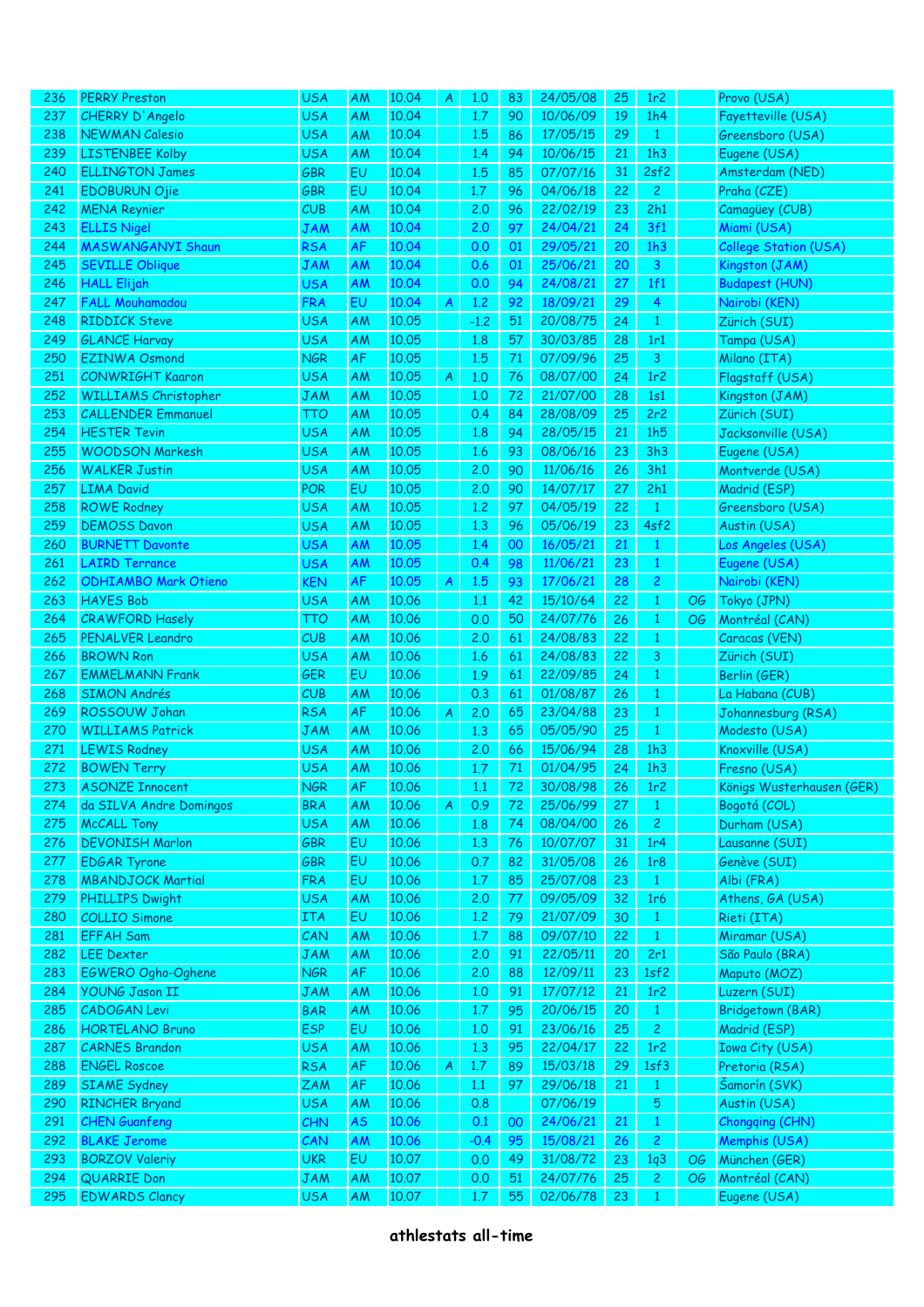| 236 | PERRY Preston | USA | AM | 10.04 | A | 1.0 | 83 | 24/05/08 | 25 | 1r2 | | Provo (USA) |
|---|---|---|---|---|---|---|---|---|---|---|---|---|
| 237 | CHERRY D'Angelo | USA | AM | 10.04 | | 1.7 | 90 | 10/06/09 | 19 | 1h4 | | Fayetteville (USA) |
| 238 | NEWMAN Calesio | USA | AM | 10.04 | | 1.5 | 86 | 17/05/15 | 29 | 1 | | Greensboro (USA) |
| 239 | LISTENBEE Kolby | USA | AM | 10.04 | | 1.4 | 94 | 10/06/15 | 21 | 1h3 | | Eugene (USA) |
| 240 | ELLINGTON James | GBR | EU | 10.04 | | 1.5 | 85 | 07/07/16 | 31 | 2sf2 | | Amsterdam (NED) |
| 241 | EDOBURUN Ojie | GBR | EU | 10.04 | | 1.7 | 96 | 04/06/18 | 22 | 2 | | Praha (CZE) |
| 242 | MENA Reynier | CUB | AM | 10.04 | | 2.0 | 96 | 22/02/19 | 23 | 2h1 | | Camagüey (CUB) |
| 243 | ELLIS Nigel | JAM | AM | 10.04 | | 2.0 | 97 | 24/04/21 | 24 | 3f1 | | Miami (USA) |
| 244 | MASWANGANYI Shaun | RSA | AF | 10.04 | | 0.0 | 01 | 29/05/21 | 20 | 1h3 | | College Station (USA) |
| 245 | SEVILLE Oblique | JAM | AM | 10.04 | | 0.6 | 01 | 25/06/21 | 20 | 3 | | Kingston (JAM) |
| 246 | HALL Elijah | USA | AM | 10.04 | | 0.0 | 94 | 24/08/21 | 27 | 1f1 | | Budapest (HUN) |
| 247 | FALL Mouhamadou | FRA | EU | 10.04 | A | 1.2 | 92 | 18/09/21 | 29 | 4 | | Nairobi (KEN) |
| 248 | RIDDICK Steve | USA | AM | 10.05 | | -1.2 | 51 | 20/08/75 | 24 | 1 | | Zürich (SUI) |
| 249 | GLANCE Harvay | USA | AM | 10.05 | | 1.8 | 57 | 30/03/85 | 28 | 1r1 | | Tampa (USA) |
| 250 | EZINWA Osmond | NGR | AF | 10.05 | | 1.5 | 71 | 07/09/96 | 25 | 3 | | Milano (ITA) |
| 251 | CONWRIGHT Kaaron | USA | AM | 10.05 | A | 1.0 | 76 | 08/07/00 | 24 | 1r2 | | Flagstaff (USA) |
| 252 | WILLIAMS Christopher | JAM | AM | 10.05 | | 1.0 | 72 | 21/07/00 | 28 | 1s1 | | Kingston (JAM) |
| 253 | CALLENDER Emmanuel | TTO | AM | 10.05 | | 0.4 | 84 | 28/08/09 | 25 | 2r2 | | Zürich (SUI) |
| 254 | HESTER Tevin | USA | AM | 10.05 | | 1.8 | 94 | 28/05/15 | 21 | 1h5 | | Jacksonville (USA) |
| 255 | WOODSON Markesh | USA | AM | 10.05 | | 1.6 | 93 | 08/06/16 | 23 | 3h3 | | Eugene (USA) |
| 256 | WALKER Justin | USA | AM | 10.05 | | 2.0 | 90 | 11/06/16 | 26 | 3h1 | | Montverde (USA) |
| 257 | LIMA David | POR | EU | 10.05 | | 2.0 | 90 | 14/07/17 | 27 | 2h1 | | Madrid (ESP) |
| 258 | ROWE Rodney | USA | AM | 10.05 | | 1.2 | 97 | 04/05/19 | 22 | 1 | | Greensboro (USA) |
| 259 | DEMOSS Davon | USA | AM | 10.05 | | 1.3 | 96 | 05/06/19 | 23 | 4sf2 | | Austin (USA) |
| 260 | BURNETT Davonte | USA | AM | 10.05 | | 1.4 | 00 | 16/05/21 | 21 | 1 | | Los Angeles (USA) |
| 261 | LAIRD Terrance | USA | AM | 10.05 | | 0.4 | 98 | 11/06/21 | 23 | 1 | | Eugene (USA) |
| 262 | ODHIAMBO Mark Otieno | KEN | AF | 10.05 | A | 1.5 | 93 | 17/06/21 | 28 | 2 | | Nairobi (KEN) |
| 263 | HAYES Bob | USA | AM | 10.06 | | 1.1 | 42 | 15/10/64 | 22 | 1 | OG | Tokyo (JPN) |
| 264 | CRAWFORD Hasely | TTO | AM | 10.06 | | 0.0 | 50 | 24/07/76 | 26 | 1 | OG | Montréal (CAN) |
| 265 | PENALVER Leandro | CUB | AM | 10.06 | | 2.0 | 61 | 24/08/83 | 22 | 1 | | Caracas (VEN) |
| 266 | BROWN Ron | USA | AM | 10.06 | | 1.6 | 61 | 24/08/83 | 22 | 3 | | Zürich (SUI) |
| 267 | EMMELMANN Frank | GER | EU | 10.06 | | 1.9 | 61 | 22/09/85 | 24 | 1 | | Berlin (GER) |
| 268 | SIMON Andrés | CUB | AM | 10.06 | | 0.3 | 61 | 01/08/87 | 26 | 1 | | La Habana (CUB) |
| 269 | ROSSOUW Johan | RSA | AF | 10.06 | A | 2.0 | 65 | 23/04/88 | 23 | 1 | | Johannesburg (RSA) |
| 270 | WILLIAMS Patrick | JAM | AM | 10.06 | | 1.3 | 65 | 05/05/90 | 25 | 1 | | Modesto (USA) |
| 271 | LEWIS Rodney | USA | AM | 10.06 | | 2.0 | 66 | 15/06/94 | 28 | 1h3 | | Knoxville (USA) |
| 272 | BOWEN Terry | USA | AM | 10.06 | | 1.7 | 71 | 01/04/95 | 24 | 1h3 | | Fresno (USA) |
| 273 | ASONZE Innocent | NGR | AF | 10.06 | | 1.1 | 72 | 30/08/98 | 26 | 1r2 | | Königs Wusterhausen (GER) |
| 274 | da SILVA Andre Domingos | BRA | AM | 10.06 | A | 0.9 | 72 | 25/06/99 | 27 | 1 | | Bogotá (COL) |
| 275 | McCALL Tony | USA | AM | 10.06 | | 1.8 | 74 | 08/04/00 | 26 | 2 | | Durham (USA) |
| 276 | DEVONISH Marlon | GBR | EU | 10.06 | | 1.3 | 76 | 10/07/07 | 31 | 1r4 | | Lausanne (SUI) |
| 277 | EDGAR Tyrone | GBR | EU | 10.06 | | 0.7 | 82 | 31/05/08 | 26 | 1r8 | | Genève (SUI) |
| 278 | MBANDJOCK Martial | FRA | EU | 10.06 | | 1.7 | 85 | 25/07/08 | 23 | 1 | | Albi (FRA) |
| 279 | PHILLIPS Dwight | USA | AM | 10.06 | | 2.0 | 77 | 09/05/09 | 32 | 1r6 | | Athens, GA (USA) |
| 280 | COLLIO Simone | ITA | EU | 10.06 | | 1.2 | 79 | 21/07/09 | 30 | 1 | | Rieti (ITA) |
| 281 | EFFAH Sam | CAN | AM | 10.06 | | 1.7 | 88 | 09/07/10 | 22 | 1 | | Miramar (USA) |
| 282 | LEE Dexter | JAM | AM | 10.06 | | 2.0 | 91 | 22/05/11 | 20 | 2r1 | | São Paulo (BRA) |
| 283 | EGWERO Ogho-Oghene | NGR | AF | 10.06 | | 2.0 | 88 | 12/09/11 | 23 | 1sf2 | | Maputo (MOZ) |
| 284 | YOUNG Jason II | JAM | AM | 10.06 | | 1.0 | 91 | 17/07/12 | 21 | 1r2 | | Luzern (SUI) |
| 285 | CADOGAN Levi | BAR | AM | 10.06 | | 1.7 | 95 | 20/06/15 | 20 | 1 | | Bridgetown (BAR) |
| 286 | HORTELANO Bruno | ESP | EU | 10.06 | | 1.0 | 91 | 23/06/16 | 25 | 2 | | Madrid (ESP) |
| 287 | CARNES Brandon | USA | AM | 10.06 | | 1.3 | 95 | 22/04/17 | 22 | 1r2 | | Iowa City (USA) |
| 288 | ENGEL Roscoe | RSA | AF | 10.06 | A | 1.7 | 89 | 15/03/18 | 29 | 1sf3 | | Pretoria (RSA) |
| 289 | SIAME Sydney | ZAM | AF | 10.06 | | 1.1 | 97 | 29/06/18 | 21 | 1 | | Šamorín (SVK) |
| 290 | RINCHER Bryand | USA | AM | 10.06 | | 0.8 | | 07/06/19 | | 5 | | Austin (USA) |
| 291 | CHEN Guanfeng | CHN | AS | 10.06 | | 0.1 | 00 | 24/06/21 | 21 | 1 | | Chongqing (CHN) |
| 292 | BLAKE Jerome | CAN | AM | 10.06 | | -0.4 | 95 | 15/08/21 | 26 | 2 | | Memphis (USA) |
| 293 | BORZOV Valeriy | UKR | EU | 10.07 | | 0.0 | 49 | 31/08/72 | 23 | 1q3 | OG | München (GER) |
| 294 | QUARRIE Don | JAM | AM | 10.07 | | 0.0 | 51 | 24/07/76 | 25 | 2 | OG | Montréal (CAN) |
| 295 | EDWARDS Clancy | USA | AM | 10.07 | | 1.7 | 55 | 02/06/78 | 23 | 1 | | Eugene (USA) |

**athlestats all-time**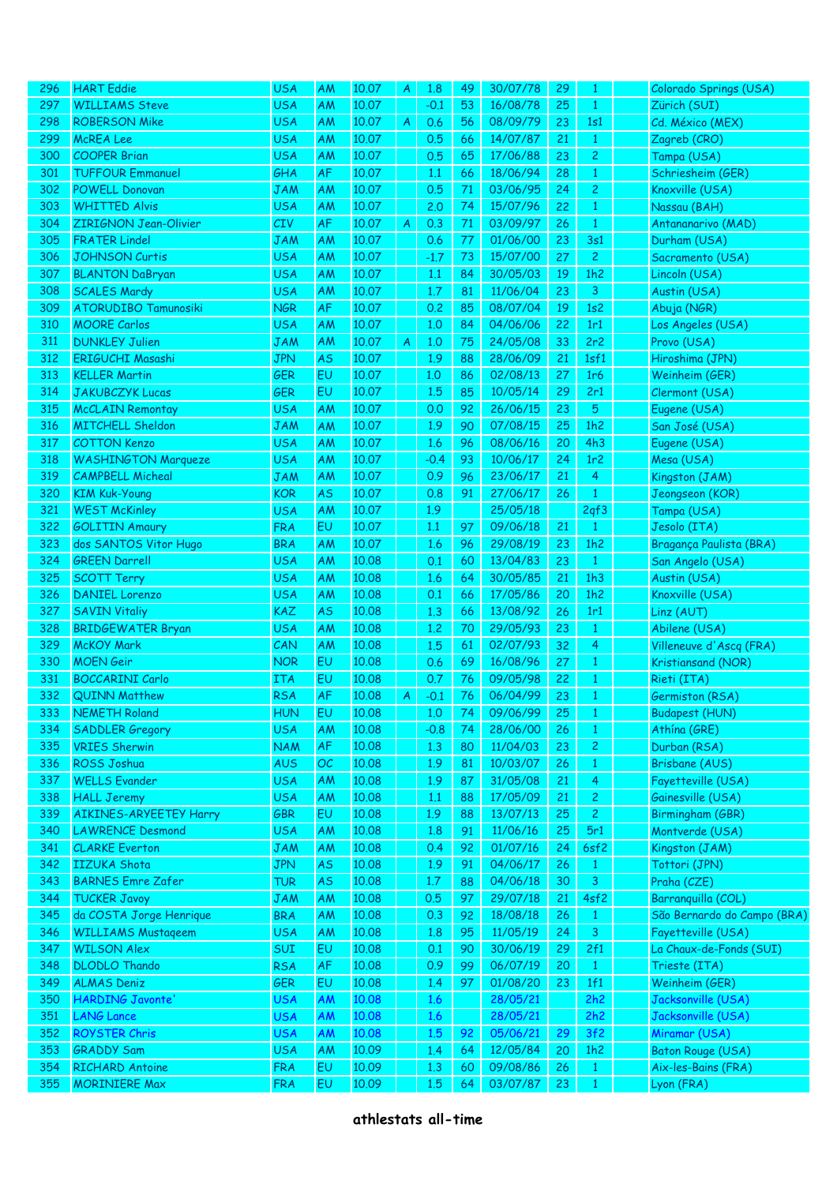| | | | | | | | | | | | | |
|---|---|---|---|---|---|---|---|---|---|---|---|---|
| 296 | HART Eddie | USA | AM | 10.07 | A | 1.8 | 49 | 30/07/78 | 29 | 1 | | Colorado Springs (USA) |
| 297 | WILLIAMS Steve | USA | AM | 10.07 | | -0.1 | 53 | 16/08/78 | 25 | 1 | | Zürich (SUI) |
| 298 | ROBERSON Mike | USA | AM | 10.07 | A | 0.6 | 56 | 08/09/79 | 23 | 1s1 | | Cd. México (MEX) |
| 299 | McREA Lee | USA | AM | 10.07 | | 0.5 | 66 | 14/07/87 | 21 | 1 | | Zagreb (CRO) |
| 300 | COOPER Brian | USA | AM | 10.07 | | 0.5 | 65 | 17/06/88 | 23 | 2 | | Tampa (USA) |
| 301 | TUFFOUR Emmanuel | GHA | AF | 10.07 | | 1.1 | 66 | 18/06/94 | 28 | 1 | | Schriesheim (GER) |
| 302 | POWELL Donovan | JAM | AM | 10.07 | | 0.5 | 71 | 03/06/95 | 24 | 2 | | Knoxville (USA) |
| 303 | WHITTED Alvis | USA | AM | 10.07 | | 2.0 | 74 | 15/07/96 | 22 | 1 | | Nassau (BAH) |
| 304 | ZIRIGNON Jean-Olivier | CIV | AF | 10.07 | A | 0.3 | 71 | 03/09/97 | 26 | 1 | | Antananarivo (MAD) |
| 305 | FRATER Lindel | JAM | AM | 10.07 | | 0.6 | 77 | 01/06/00 | 23 | 3s1 | | Durham (USA) |
| 306 | JOHNSON Curtis | USA | AM | 10.07 | | -1.7 | 73 | 15/07/00 | 27 | 2 | | Sacramento (USA) |
| 307 | BLANTON DaBryan | USA | AM | 10.07 | | 1.1 | 84 | 30/05/03 | 19 | 1h2 | | Lincoln (USA) |
| 308 | SCALES Mardy | USA | AM | 10.07 | | 1.7 | 81 | 11/06/04 | 23 | 3 | | Austin (USA) |
| 309 | ATORUDIBO Tamunosiki | NGR | AF | 10.07 | | 0.2 | 85 | 08/07/04 | 19 | 1s2 | | Abuja (NGR) |
| 310 | MOORE Carlos | USA | AM | 10.07 | | 1.0 | 84 | 04/06/06 | 22 | 1r1 | | Los Angeles (USA) |
| 311 | DUNKLEY Julien | JAM | AM | 10.07 | A | 1.0 | 75 | 24/05/08 | 33 | 2r2 | | Provo (USA) |
| 312 | ERIGUCHI Masashi | JPN | AS | 10.07 | | 1.9 | 88 | 28/06/09 | 21 | 1sf1 | | Hiroshima (JPN) |
| 313 | KELLER Martin | GER | EU | 10.07 | | 1.0 | 86 | 02/08/13 | 27 | 1r6 | | Weinheim (GER) |
| 314 | JAKUBCZYK Lucas | GER | EU | 10.07 | | 1.5 | 85 | 10/05/14 | 29 | 2r1 | | Clermont (USA) |
| 315 | McCLAIN Remontay | USA | AM | 10.07 | | 0.0 | 92 | 26/06/15 | 23 | 5 | | Eugene (USA) |
| 316 | MITCHELL Sheldon | JAM | AM | 10.07 | | 1.9 | 90 | 07/08/15 | 25 | 1h2 | | San José (USA) |
| 317 | COTTON Kenzo | USA | AM | 10.07 | | 1.6 | 96 | 08/06/16 | 20 | 4h3 | | Eugene (USA) |
| 318 | WASHINGTON Marqueze | USA | AM | 10.07 | | -0.4 | 93 | 10/06/17 | 24 | 1r2 | | Mesa (USA) |
| 319 | CAMPBELL Micheal | JAM | AM | 10.07 | | 0.9 | 96 | 23/06/17 | 21 | 4 | | Kingston (JAM) |
| 320 | KIM Kuk-Young | KOR | AS | 10.07 | | 0.8 | 91 | 27/06/17 | 26 | 1 | | Jeongseon (KOR) |
| 321 | WEST McKinley | USA | AM | 10.07 | | 1.9 | | 25/05/18 | | 2qf3 | | Tampa (USA) |
| 322 | GOLITIN Amaury | FRA | EU | 10.07 | | 1.1 | 97 | 09/06/18 | 21 | 1 | | Jesolo (ITA) |
| 323 | dos SANTOS Vitor Hugo | BRA | AM | 10.07 | | 1.6 | 96 | 29/08/19 | 23 | 1h2 | | Bragança Paulista (BRA) |
| 324 | GREEN Darrell | USA | AM | 10.08 | | 0.1 | 60 | 13/04/83 | 23 | 1 | | San Angelo (USA) |
| 325 | SCOTT Terry | USA | AM | 10.08 | | 1.6 | 64 | 30/05/85 | 21 | 1h3 | | Austin (USA) |
| 326 | DANIEL Lorenzo | USA | AM | 10.08 | | 0.1 | 66 | 17/05/86 | 20 | 1h2 | | Knoxville (USA) |
| 327 | SAVIN Vitaliy | KAZ | AS | 10.08 | | 1.3 | 66 | 13/08/92 | 26 | 1r1 | | Linz (AUT) |
| 328 | BRIDGEWATER Bryan | USA | AM | 10.08 | | 1.2 | 70 | 29/05/93 | 23 | 1 | | Abilene (USA) |
| 329 | McKOY Mark | CAN | AM | 10.08 | | 1.5 | 61 | 02/07/93 | 32 | 4 | | Villeneuve d'Ascq (FRA) |
| 330 | MOEN Geir | NOR | EU | 10.08 | | 0.6 | 69 | 16/08/96 | 27 | 1 | | Kristiansand (NOR) |
| 331 | BOCCARINI Carlo | ITA | EU | 10.08 | | 0.7 | 76 | 09/05/98 | 22 | 1 | | Rieti (ITA) |
| 332 | QUINN Matthew | RSA | AF | 10.08 | A | -0.1 | 76 | 06/04/99 | 23 | 1 | | Germiston (RSA) |
| 333 | NEMETH Roland | HUN | EU | 10.08 | | 1.0 | 74 | 09/06/99 | 25 | 1 | | Budapest (HUN) |
| 334 | SADDLER Gregory | USA | AM | 10.08 | | -0.8 | 74 | 28/06/00 | 26 | 1 | | Athína (GRE) |
| 335 | VRIES Sherwin | NAM | AF | 10.08 | | 1.3 | 80 | 11/04/03 | 23 | 2 | | Durban (RSA) |
| 336 | ROSS Joshua | AUS | OC | 10.08 | | 1.9 | 81 | 10/03/07 | 26 | 1 | | Brisbane (AUS) |
| 337 | WELLS Evander | USA | AM | 10.08 | | 1.9 | 87 | 31/05/08 | 21 | 4 | | Fayetteville (USA) |
| 338 | HALL Jeremy | USA | AM | 10.08 | | 1.1 | 88 | 17/05/09 | 21 | 2 | | Gainesville (USA) |
| 339 | AIKINES-ARYEETEY Harry | GBR | EU | 10.08 | | 1.9 | 88 | 13/07/13 | 25 | 2 | | Birmingham (GBR) |
| 340 | LAWRENCE Desmond | USA | AM | 10.08 | | 1.8 | 91 | 11/06/16 | 25 | 5r1 | | Montverde (USA) |
| 341 | CLARKE Everton | JAM | AM | 10.08 | | 0.4 | 92 | 01/07/16 | 24 | 6sf2 | | Kingston (JAM) |
| 342 | IIZUKA Shota | JPN | AS | 10.08 | | 1.9 | 91 | 04/06/17 | 26 | 1 | | Tottori (JPN) |
| 343 | BARNES Emre Zafer | TUR | AS | 10.08 | | 1.7 | 88 | 04/06/18 | 30 | 3 | | Praha (CZE) |
| 344 | TUCKER Javoy | JAM | AM | 10.08 | | 0.5 | 97 | 29/07/18 | 21 | 4sf2 | | Barranquilla (COL) |
| 345 | da COSTA Jorge Henrique | BRA | AM | 10.08 | | 0.3 | 92 | 18/08/18 | 26 | 1 | | São Bernardo do Campo (BRA) |
| 346 | WILLIAMS Mustaqeem | USA | AM | 10.08 | | 1.8 | 95 | 11/05/19 | 24 | 3 | | Fayetteville (USA) |
| 347 | WILSON Alex | SUI | EU | 10.08 | | 0.1 | 90 | 30/06/19 | 29 | 2f1 | | La Chaux-de-Fonds (SUI) |
| 348 | DLODLO Thando | RSA | AF | 10.08 | | 0.9 | 99 | 06/07/19 | 20 | 1 | | Trieste (ITA) |
| 349 | ALMAS Deniz | GER | EU | 10.08 | | 1.4 | 97 | 01/08/20 | 23 | 1f1 | | Weinheim (GER) |
| 350 | HARDING Javonte' | USA | AM | 10.08 | | 1.6 | | 28/05/21 | | 2h2 | | Jacksonville (USA) |
| 351 | LANG Lance | USA | AM | 10.08 | | 1.6 | | 28/05/21 | | 2h2 | | Jacksonville (USA) |
| 352 | ROYSTER Chris | USA | AM | 10.08 | | 1.5 | 92 | 05/06/21 | 29 | 3f2 | | Miramar (USA) |
| 353 | GRADDY Sam | USA | AM | 10.09 | | 1.4 | 64 | 12/05/84 | 20 | 1h2 | | Baton Rouge (USA) |
| 354 | RICHARD Antoine | FRA | EU | 10.09 | | 1.3 | 60 | 09/08/86 | 26 | 1 | | Aix-les-Bains (FRA) |
| 355 | MORINIERE Max | FRA | EU | 10.09 | | 1.5 | 64 | 03/07/87 | 23 | 1 | | Lyon (FRA) |

**athlestats all-time**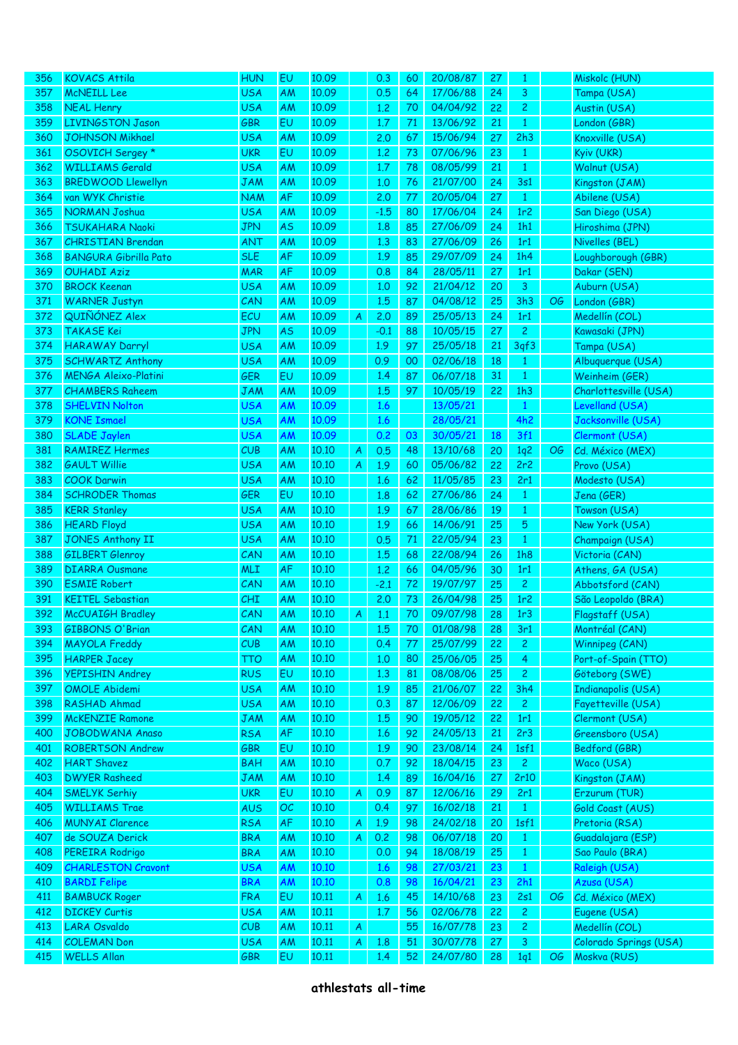| 356 | KOVACS Attila | HUN | EU | 10.09 | | 0.3 | 60 | 20/08/87 | 27 | 1 | | Miskolc (HUN) |
|---|---|---|---|---|---|---|---|---|---|---|---|---|
| 357 | McNEILL Lee | USA | AM | 10.09 | | 0.5 | 64 | 17/06/88 | 24 | 3 | | Tampa (USA) |
| 358 | NEAL Henry | USA | AM | 10.09 | | 1.2 | 70 | 04/04/92 | 22 | 2 | | Austin (USA) |
| 359 | LIVINGSTON Jason | GBR | EU | 10.09 | | 1.7 | 71 | 13/06/92 | 21 | 1 | | London (GBR) |
| 360 | JOHNSON Mikhael | USA | AM | 10.09 | | 2.0 | 67 | 15/06/94 | 27 | 2h3 | | Knoxville (USA) |
| 361 | OSOVICH Sergey * | UKR | EU | 10.09 | | 1.2 | 73 | 07/06/96 | 23 | 1 | | Kyiv (UKR) |
| 362 | WILLIAMS Gerald | USA | AM | 10.09 | | 1.7 | 78 | 08/05/99 | 21 | 1 | | Walnut (USA) |
| 363 | BREDWOOD Llewellyn | JAM | AM | 10.09 | | 1.0 | 76 | 21/07/00 | 24 | 3s1 | | Kingston (JAM) |
| 364 | van WYK Christie | NAM | AF | 10.09 | | 2.0 | 77 | 20/05/04 | 27 | 1 | | Abilene (USA) |
| 365 | NORMAN Joshua | USA | AM | 10.09 | | -1.5 | 80 | 17/06/04 | 24 | 1r2 | | San Diego (USA) |
| 366 | TSUKAHARA Naoki | JPN | AS | 10.09 | | 1.8 | 85 | 27/06/09 | 24 | 1h1 | | Hiroshima (JPN) |
| 367 | CHRISTIAN Brendan | ANT | AM | 10.09 | | 1.3 | 83 | 27/06/09 | 26 | 1r1 | | Nivelles (BEL) |
| 368 | BANGURA Gibrilla Pato | SLE | AF | 10.09 | | 1.9 | 85 | 29/07/09 | 24 | 1h4 | | Loughborough (GBR) |
| 369 | OUHADI Aziz | MAR | AF | 10.09 | | 0.8 | 84 | 28/05/11 | 27 | 1r1 | | Dakar (SEN) |
| 370 | BROCK Keenan | USA | AM | 10.09 | | 1.0 | 92 | 21/04/12 | 20 | 3 | | Auburn (USA) |
| 371 | WARNER Justyn | CAN | AM | 10.09 | | 1.5 | 87 | 04/08/12 | 25 | 3h3 | OG | London (GBR) |
| 372 | QUIÑÓNEZ Alex | ECU | AM | 10.09 | A | 2.0 | 89 | 25/05/13 | 24 | 1r1 | | Medellín (COL) |
| 373 | TAKASE Kei | JPN | AS | 10.09 | | -0.1 | 88 | 10/05/15 | 27 | 2 | | Kawasaki (JPN) |
| 374 | HARAWAY Darryl | USA | AM | 10.09 | | 1.9 | 97 | 25/05/18 | 21 | 3qf3 | | Tampa (USA) |
| 375 | SCHWARTZ Anthony | USA | AM | 10.09 | | 0.9 | 00 | 02/06/18 | 18 | 1 | | Albuquerque (USA) |
| 376 | MENGA Aleixo-Platini | GER | EU | 10.09 | | 1.4 | 87 | 06/07/18 | 31 | 1 | | Weinheim (GER) |
| 377 | CHAMBERS Raheem | JAM | AM | 10.09 | | 1.5 | 97 | 10/05/19 | 22 | 1h3 | | Charlottesville (USA) |
| 378 | SHELVIN Nolton | USA | AM | 10.09 | | 1.6 | | 13/05/21 | | 1 | | Levelland (USA) |
| 379 | KONE Ismael | USA | AM | 10.09 | | 1.6 | | 28/05/21 | | 4h2 | | Jacksonville (USA) |
| 380 | SLADE Jaylen | USA | AM | 10.09 | | 0.2 | 03 | 30/05/21 | 18 | 3f1 | | Clermont (USA) |
| 381 | RAMIREZ Hermes | CUB | AM | 10.10 | A | 0.5 | 48 | 13/10/68 | 20 | 1q2 | OG | Cd. México (MEX) |
| 382 | GAULT Willie | USA | AM | 10.10 | A | 1.9 | 60 | 05/06/82 | 22 | 2r2 | | Provo (USA) |
| 383 | COOK Darwin | USA | AM | 10.10 | | 1.6 | 62 | 11/05/85 | 23 | 2r1 | | Modesto (USA) |
| 384 | SCHRODER Thomas | GER | EU | 10.10 | | 1.8 | 62 | 27/06/86 | 24 | 1 | | Jena (GER) |
| 385 | KERR Stanley | USA | AM | 10.10 | | 1.9 | 67 | 28/06/86 | 19 | 1 | | Towson (USA) |
| 386 | HEARD Floyd | USA | AM | 10.10 | | 1.9 | 66 | 14/06/91 | 25 | 5 | | New York (USA) |
| 387 | JONES Anthony II | USA | AM | 10.10 | | 0.5 | 71 | 22/05/94 | 23 | 1 | | Champaign (USA) |
| 388 | GILBERT Glenroy | CAN | AM | 10.10 | | 1.5 | 68 | 22/08/94 | 26 | 1h8 | | Victoria (CAN) |
| 389 | DIARRA Ousmane | MLI | AF | 10.10 | | 1.2 | 66 | 04/05/96 | 30 | 1r1 | | Athens, GA (USA) |
| 390 | ESMIE Robert | CAN | AM | 10.10 | | -2.1 | 72 | 19/07/97 | 25 | 2 | | Abbotsford (CAN) |
| 391 | KEITEL Sebastian | CHI | AM | 10.10 | | 2.0 | 73 | 26/04/98 | 25 | 1r2 | | São Leopoldo (BRA) |
| 392 | McCUAIGH Bradley | CAN | AM | 10.10 | A | 1.1 | 70 | 09/07/98 | 28 | 1r3 | | Flagstaff (USA) |
| 393 | GIBBONS O'Brian | CAN | AM | 10.10 | | 1.5 | 70 | 01/08/98 | 28 | 3r1 | | Montréal (CAN) |
| 394 | MAYOLA Freddy | CUB | AM | 10.10 | | 0.4 | 77 | 25/07/99 | 22 | 2 | | Winnipeg (CAN) |
| 395 | HARPER Jacey | TTO | AM | 10.10 | | 1.0 | 80 | 25/06/05 | 25 | 4 | | Port-of-Spain (TTO) |
| 396 | YEPISHIN Andrey | RUS | EU | 10.10 | | 1.3 | 81 | 08/08/06 | 25 | 2 | | Göteborg (SWE) |
| 397 | OMOLE Abidemi | USA | AM | 10.10 | | 1.9 | 85 | 21/06/07 | 22 | 3h4 | | Indianapolis (USA) |
| 398 | RASHAD Ahmad | USA | AM | 10.10 | | 0.3 | 87 | 12/06/09 | 22 | 2 | | Fayetteville (USA) |
| 399 | McKENZIE Ramone | JAM | AM | 10.10 | | 1.5 | 90 | 19/05/12 | 22 | 1r1 | | Clermont (USA) |
| 400 | JOBODWANA Anaso | RSA | AF | 10.10 | | 1.6 | 92 | 24/05/13 | 21 | 2r3 | | Greensboro (USA) |
| 401 | ROBERTSON Andrew | GBR | EU | 10.10 | | 1.9 | 90 | 23/08/14 | 24 | 1sf1 | | Bedford (GBR) |
| 402 | HART Shavez | BAH | AM | 10.10 | | 0.7 | 92 | 18/04/15 | 23 | 2 | | Waco (USA) |
| 403 | DWYER Rasheed | JAM | AM | 10.10 | | 1.4 | 89 | 16/04/16 | 27 | 2r10 | | Kingston (JAM) |
| 404 | SMELYK Serhiy | UKR | EU | 10.10 | A | 0.9 | 87 | 12/06/16 | 29 | 2r1 | | Erzurum (TUR) |
| 405 | WILLIAMS Trae | AUS | OC | 10.10 | | 0.4 | 97 | 16/02/18 | 21 | 1 | | Gold Coast (AUS) |
| 406 | MUNYAI Clarence | RSA | AF | 10.10 | A | 1.9 | 98 | 24/02/18 | 20 | 1sf1 | | Pretoria (RSA) |
| 407 | de SOUZA Derick | BRA | AM | 10.10 | A | 0.2 | 98 | 06/07/18 | 20 | 1 | | Guadalajara (ESP) |
| 408 | PEREIRA Rodrigo | BRA | AM | 10.10 | | 0.0 | 94 | 18/08/19 | 25 | 1 | | Sao Paulo (BRA) |
| 409 | CHARLESTON Cravont | USA | AM | 10.10 | | 1.6 | 98 | 27/03/21 | 23 | 1 | | Raleigh (USA) |
| 410 | BARDI Felipe | BRA | AM | 10.10 | | 0.8 | 98 | 16/04/21 | 23 | 2h1 | | Azusa (USA) |
| 411 | BAMBUCK Roger | FRA | EU | 10.11 | A | 1.6 | 45 | 14/10/68 | 23 | 2s1 | OG | Cd. México (MEX) |
| 412 | DICKEY Curtis | USA | AM | 10.11 | | 1.7 | 56 | 02/06/78 | 22 | 2 | | Eugene (USA) |
| 413 | LARA Osvaldo | CUB | AM | 10.11 | A | | 55 | 16/07/78 | 23 | 2 | | Medellín (COL) |
| 414 | COLEMAN Don | USA | AM | 10.11 | A | 1.8 | 51 | 30/07/78 | 27 | 3 | | Colorado Springs (USA) |
| 415 | WELLS Allan | GBR | EU | 10.11 | | 1.4 | 52 | 24/07/80 | 28 | 1q1 | OG | Moskva (RUS) |

**athlestats all-time**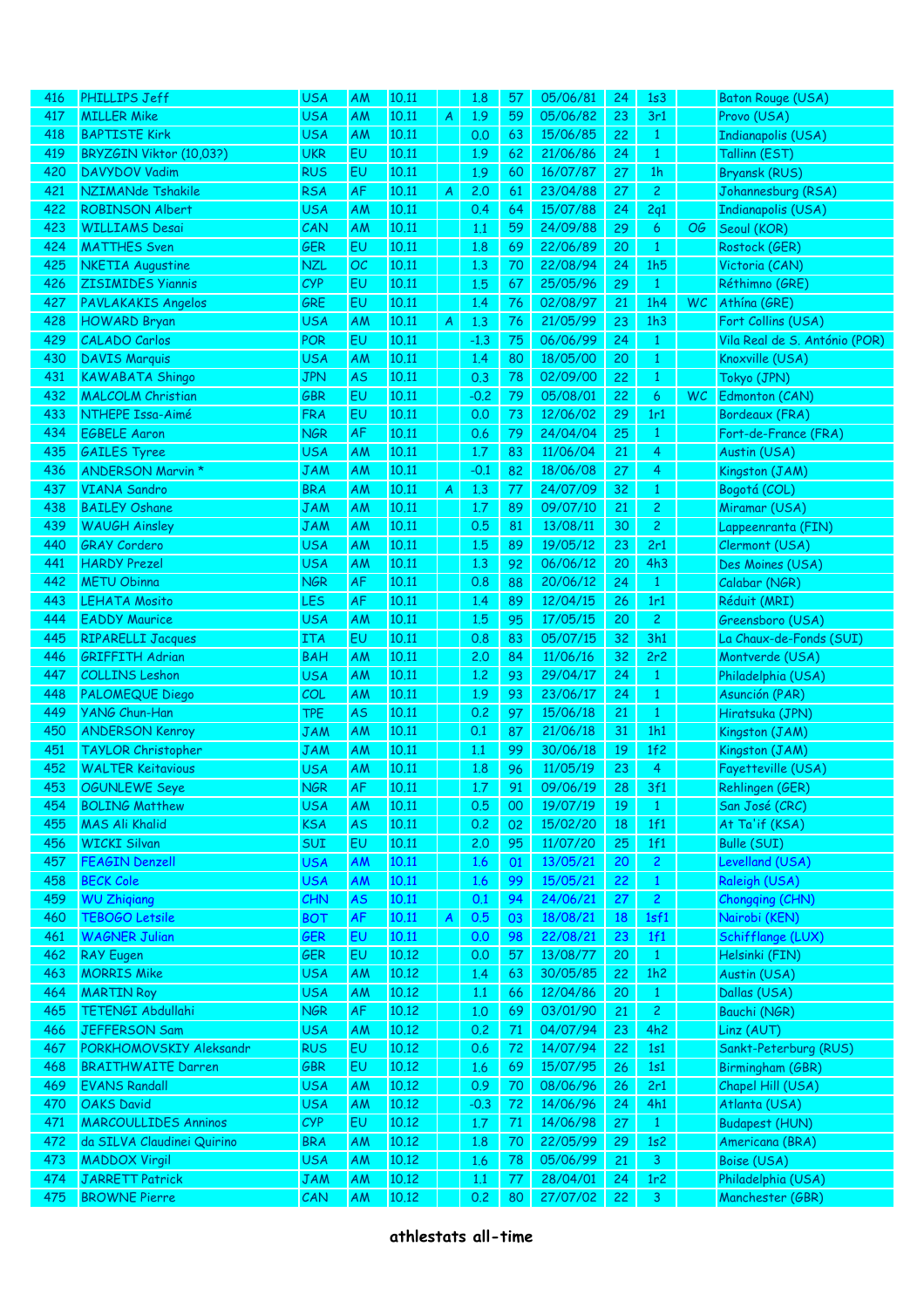| 416 | PHILLIPS Jeff | USA | AM | 10.11 | | 1.8 | 57 | 05/06/81 | 24 | 1s3 | | Baton Rouge (USA) |
|---|---|---|---|---|---|---|---|---|---|---|---|---|
| 417 | MILLER Mike | USA | AM | 10.11 | A | 1.9 | 59 | 05/06/82 | 23 | 3r1 | | Provo (USA) |
| 418 | BAPTISTE Kirk | USA | AM | 10.11 | | 0.0 | 63 | 15/06/85 | 22 | 1 | | Indianapolis (USA) |
| 419 | BRYZGIN Viktor (10,03?) | UKR | EU | 10.11 | | 1.9 | 62 | 21/06/86 | 24 | 1 | | Tallinn (EST) |
| 420 | DAVYDOV Vadim | RUS | EU | 10.11 | | 1.9 | 60 | 16/07/87 | 27 | 1h | | Bryansk (RUS) |
| 421 | NZIMANde Tshakile | RSA | AF | 10.11 | A | 2.0 | 61 | 23/04/88 | 27 | 2 | | Johannesburg (RSA) |
| 422 | ROBINSON Albert | USA | AM | 10.11 | | 0.4 | 64 | 15/07/88 | 24 | 2q1 | | Indianapolis (USA) |
| 423 | WILLIAMS Desai | CAN | AM | 10.11 | | 1.1 | 59 | 24/09/88 | 29 | 6 | OG | Seoul (KOR) |
| 424 | MATTHES Sven | GER | EU | 10.11 | | 1.8 | 69 | 22/06/89 | 20 | 1 | | Rostock (GER) |
| 425 | NKETIA Augustine | NZL | OC | 10.11 | | 1.3 | 70 | 22/08/94 | 24 | 1h5 | | Victoria (CAN) |
| 426 | ZISIMIDES Yiannis | CYP | EU | 10.11 | | 1.5 | 67 | 25/05/96 | 29 | 1 | | Réthimno (GRE) |
| 427 | PAVLAKAKIS Angelos | GRE | EU | 10.11 | | 1.4 | 76 | 02/08/97 | 21 | 1h4 | WC | Athína (GRE) |
| 428 | HOWARD Bryan | USA | AM | 10.11 | A | 1.3 | 76 | 21/05/99 | 23 | 1h3 | | Fort Collins (USA) |
| 429 | CALADO Carlos | POR | EU | 10.11 | | -1.3 | 75 | 06/06/99 | 24 | 1 | | Vila Real de S. António (POR) |
| 430 | DAVIS Marquis | USA | AM | 10.11 | | 1.4 | 80 | 18/05/00 | 20 | 1 | | Knoxville (USA) |
| 431 | KAWABATA Shingo | JPN | AS | 10.11 | | 0.3 | 78 | 02/09/00 | 22 | 1 | | Tokyo (JPN) |
| 432 | MALCOLM Christian | GBR | EU | 10.11 | | -0.2 | 79 | 05/08/01 | 22 | 6 | WC | Edmonton (CAN) |
| 433 | NTHEPE Issa-Aimé | FRA | EU | 10.11 | | 0.0 | 73 | 12/06/02 | 29 | 1r1 | | Bordeaux (FRA) |
| 434 | EGBELE Aaron | NGR | AF | 10.11 | | 0.6 | 79 | 24/04/04 | 25 | 1 | | Fort-de-France (FRA) |
| 435 | GAILES Tyree | USA | AM | 10.11 | | 1.7 | 83 | 11/06/04 | 21 | 4 | | Austin (USA) |
| 436 | ANDERSON Marvin * | JAM | AM | 10.11 | | -0.1 | 82 | 18/06/08 | 27 | 4 | | Kingston (JAM) |
| 437 | VIANA Sandro | BRA | AM | 10.11 | A | 1.3 | 77 | 24/07/09 | 32 | 1 | | Bogotá (COL) |
| 438 | BAILEY Oshane | JAM | AM | 10.11 | | 1.7 | 89 | 09/07/10 | 21 | 2 | | Miramar (USA) |
| 439 | WAUGH Ainsley | JAM | AM | 10.11 | | 0.5 | 81 | 13/08/11 | 30 | 2 | | Lappeenranta (FIN) |
| 440 | GRAY Cordero | USA | AM | 10.11 | | 1.5 | 89 | 19/05/12 | 23 | 2r1 | | Clermont (USA) |
| 441 | HARDY Prezel | USA | AM | 10.11 | | 1.3 | 92 | 06/06/12 | 20 | 4h3 | | Des Moines (USA) |
| 442 | METU Obinna | NGR | AF | 10.11 | | 0.8 | 88 | 20/06/12 | 24 | 1 | | Calabar (NGR) |
| 443 | LEHATA Mosito | LES | AF | 10.11 | | 1.4 | 89 | 12/04/15 | 26 | 1r1 | | Réduit (MRI) |
| 444 | EADDY Maurice | USA | AM | 10.11 | | 1.5 | 95 | 17/05/15 | 20 | 2 | | Greensboro (USA) |
| 445 | RIPARELLI Jacques | ITA | EU | 10.11 | | 0.8 | 83 | 05/07/15 | 32 | 3h1 | | La Chaux-de-Fonds (SUI) |
| 446 | GRIFFITH Adrian | BAH | AM | 10.11 | | 2.0 | 84 | 11/06/16 | 32 | 2r2 | | Montverde (USA) |
| 447 | COLLINS Leshon | USA | AM | 10.11 | | 1.2 | 93 | 29/04/17 | 24 | 1 | | Philadelphia (USA) |
| 448 | PALOMEQUE Diego | COL | AM | 10.11 | | 1.9 | 93 | 23/06/17 | 24 | 1 | | Asunción (PAR) |
| 449 | YANG Chun-Han | TPE | AS | 10.11 | | 0.2 | 97 | 15/06/18 | 21 | 1 | | Hiratsuka (JPN) |
| 450 | ANDERSON Kenroy | JAM | AM | 10.11 | | 0.1 | 87 | 21/06/18 | 31 | 1h1 | | Kingston (JAM) |
| 451 | TAYLOR Christopher | JAM | AM | 10.11 | | 1.1 | 99 | 30/06/18 | 19 | 1f2 | | Kingston (JAM) |
| 452 | WALTER Keitavious | USA | AM | 10.11 | | 1.8 | 96 | 11/05/19 | 23 | 4 | | Fayetteville (USA) |
| 453 | OGUNLEWE Seye | NGR | AF | 10.11 | | 1.7 | 91 | 09/06/19 | 28 | 3f1 | | Rehlingen (GER) |
| 454 | BOLING Matthew | USA | AM | 10.11 | | 0.5 | 00 | 19/07/19 | 19 | 1 | | San José (CRC) |
| 455 | MAS Ali Khalid | KSA | AS | 10.11 | | 0.2 | 02 | 15/02/20 | 18 | 1f1 | | At Ta'if (KSA) |
| 456 | WICKI Silvan | SUI | EU | 10.11 | | 2.0 | 95 | 11/07/20 | 25 | 1f1 | | Bulle (SUI) |
| 457 | FEAGIN Denzell | USA | AM | 10.11 | | 1.6 | 01 | 13/05/21 | 20 | 2 | | Levelland (USA) |
| 458 | BECK Cole | USA | AM | 10.11 | | 1.6 | 99 | 15/05/21 | 22 | 1 | | Raleigh (USA) |
| 459 | WU Zhiqiang | CHN | AS | 10.11 | | 0.1 | 94 | 24/06/21 | 27 | 2 | | Chongqing (CHN) |
| 460 | TEBOGO Letsile | BOT | AF | 10.11 | A | 0.5 | 03 | 18/08/21 | 18 | 1sf1 | | Nairobi (KEN) |
| 461 | WAGNER Julian | GER | EU | 10.11 | | 0.0 | 98 | 22/08/21 | 23 | 1f1 | | Schifflange (LUX) |
| 462 | RAY Eugen | GER | EU | 10.12 | | 0.0 | 57 | 13/08/77 | 20 | 1 | | Helsinki (FIN) |
| 463 | MORRIS Mike | USA | AM | 10.12 | | 1.4 | 63 | 30/05/85 | 22 | 1h2 | | Austin (USA) |
| 464 | MARTIN Roy | USA | AM | 10.12 | | 1.1 | 66 | 12/04/86 | 20 | 1 | | Dallas (USA) |
| 465 | TETENGI Abdullahi | NGR | AF | 10.12 | | 1.0 | 69 | 03/01/90 | 21 | 2 | | Bauchi (NGR) |
| 466 | JEFFERSON Sam | USA | AM | 10.12 | | 0.2 | 71 | 04/07/94 | 23 | 4h2 | | Linz (AUT) |
| 467 | PORKHOMOVSKIY Aleksandr | RUS | EU | 10.12 | | 0.6 | 72 | 14/07/94 | 22 | 1s1 | | Sankt-Peterburg (RUS) |
| 468 | BRAITHWAITE Darren | GBR | EU | 10.12 | | 1.6 | 69 | 15/07/95 | 26 | 1s1 | | Birmingham (GBR) |
| 469 | EVANS Randall | USA | AM | 10.12 | | 0.9 | 70 | 08/06/96 | 26 | 2r1 | | Chapel Hill (USA) |
| 470 | OAKS David | USA | AM | 10.12 | | -0.3 | 72 | 14/06/96 | 24 | 4h1 | | Atlanta (USA) |
| 471 | MARCOULLIDES Anninos | CYP | EU | 10.12 | | 1.7 | 71 | 14/06/98 | 27 | 1 | | Budapest (HUN) |
| 472 | da SILVA Claudinei Quirino | BRA | AM | 10.12 | | 1.8 | 70 | 22/05/99 | 29 | 1s2 | | Americana (BRA) |
| 473 | MADDOX Virgil | USA | AM | 10.12 | | 1.6 | 78 | 05/06/99 | 21 | 3 | | Boise (USA) |
| 474 | JARRETT Patrick | JAM | AM | 10.12 | | 1.1 | 77 | 28/04/01 | 24 | 1r2 | | Philadelphia (USA) |
| 475 | BROWNE Pierre | CAN | AM | 10.12 | | 0.2 | 80 | 27/07/02 | 22 | 3 | | Manchester (GBR) |

**athlestats all-time**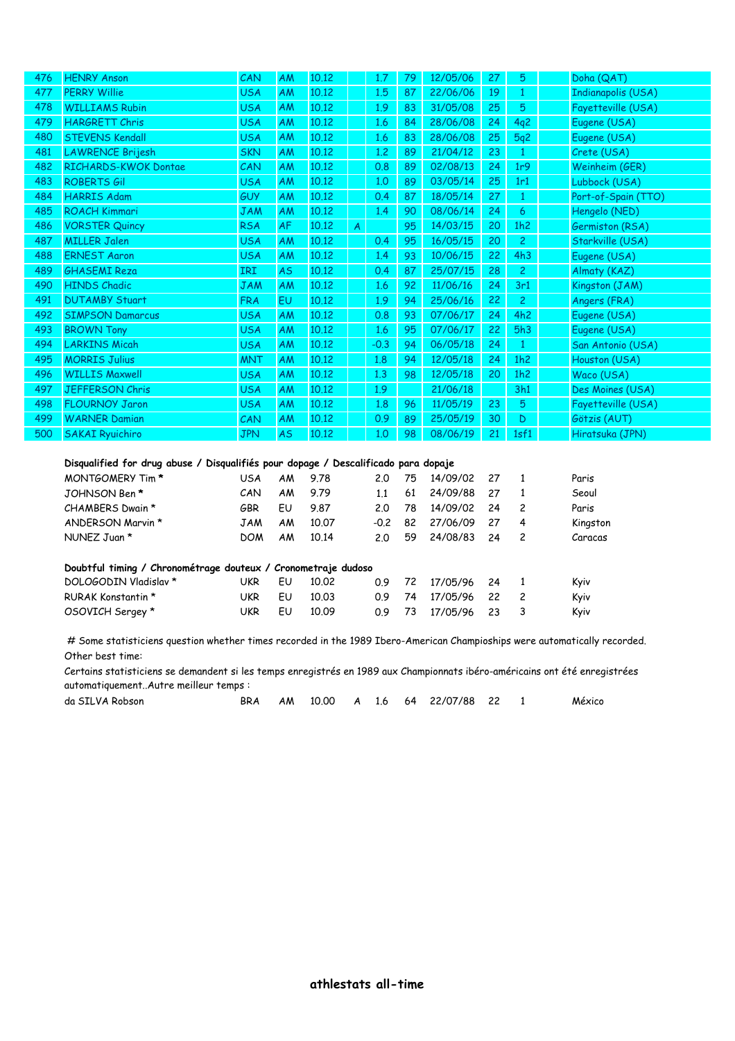| | | | | | | | | | | | | | |
|---|---|---|---|---|---|---|---|---|---|---|---|---|---|
| 476 | HENRY Anson | CAN | AM | 10.12 | | 1.7 | 79 | 12/05/06 | 27 | 5 | | Doha (QAT) |
| 477 | PERRY Willie | USA | AM | 10.12 | | 1.5 | 87 | 22/06/06 | 19 | 1 | | Indianapolis (USA) |
| 478 | WILLIAMS Rubin | USA | AM | 10.12 | | 1.9 | 83 | 31/05/08 | 25 | 5 | | Fayetteville (USA) |
| 479 | HARGRETT Chris | USA | AM | 10.12 | | 1.6 | 84 | 28/06/08 | 24 | 4q2 | | Eugene (USA) |
| 480 | STEVENS Kendall | USA | AM | 10.12 | | 1.6 | 83 | 28/06/08 | 25 | 5q2 | | Eugene (USA) |
| 481 | LAWRENCE Brijesh | SKN | AM | 10.12 | | 1.2 | 89 | 21/04/12 | 23 | 1 | | Crete (USA) |
| 482 | RICHARDS-KWOK Dontae | CAN | AM | 10.12 | | 0.8 | 89 | 02/08/13 | 24 | 1r9 | | Weinheim (GER) |
| 483 | ROBERTS Gil | USA | AM | 10.12 | | 1.0 | 89 | 03/05/14 | 25 | 1r1 | | Lubbock (USA) |
| 484 | HARRIS Adam | GUY | AM | 10.12 | | 0.4 | 87 | 18/05/14 | 27 | 1 | | Port-of-Spain (TTO) |
| 485 | ROACH Kimmari | JAM | AM | 10.12 | | 1.4 | 90 | 08/06/14 | 24 | 6 | | Hengelo (NED) |
| 486 | VORSTER Quincy | RSA | AF | 10.12 | A | | 95 | 14/03/15 | 20 | 1h2 | | Germiston (RSA) |
| 487 | MILLER Jalen | USA | AM | 10.12 | | 0.4 | 95 | 16/05/15 | 20 | 2 | | Starkville (USA) |
| 488 | ERNEST Aaron | USA | AM | 10.12 | | 1.4 | 93 | 10/06/15 | 22 | 4h3 | | Eugene (USA) |
| 489 | GHASEMI Reza | IRI | AS | 10.12 | | 0.4 | 87 | 25/07/15 | 28 | 2 | | Almaty (KAZ) |
| 490 | HINDS Chadic | JAM | AM | 10.12 | | 1.6 | 92 | 11/06/16 | 24 | 3r1 | | Kingston (JAM) |
| 491 | DUTAMBY Stuart | FRA | EU | 10.12 | | 1.9 | 94 | 25/06/16 | 22 | 2 | | Angers (FRA) |
| 492 | SIMPSON Damarcus | USA | AM | 10.12 | | 0.8 | 93 | 07/06/17 | 24 | 4h2 | | Eugene (USA) |
| 493 | BROWN Tony | USA | AM | 10.12 | | 1.6 | 95 | 07/06/17 | 22 | 5h3 | | Eugene (USA) |
| 494 | LARKINS Micah | USA | AM | 10.12 | | -0.3 | 94 | 06/05/18 | 24 | 1 | | San Antonio (USA) |
| 495 | MORRIS Julius | MNT | AM | 10.12 | | 1.8 | 94 | 12/05/18 | 24 | 1h2 | | Houston (USA) |
| 496 | WILLIS Maxwell | USA | AM | 10.12 | | 1.3 | 98 | 12/05/18 | 20 | 1h2 | | Waco (USA) |
| 497 | JEFFERSON Chris | USA | AM | 10.12 | | 1.9 | | 21/06/18 | | 3h1 | | Des Moines (USA) |
| 498 | FLOURNOY Jaron | USA | AM | 10.12 | | 1.8 | 96 | 11/05/19 | 23 | 5 | | Fayetteville (USA) |
| 499 | WARNER Damian | CAN | AM | 10.12 | | 0.9 | 89 | 25/05/19 | 30 | D | | Götzis (AUT) |
| 500 | SAKAI Ryuichiro | JPN | AS | 10.12 | | 1.0 | 98 | 08/06/19 | 21 | 1sf1 | | Hiratsuka (JPN) |

**Disqualified for drug abuse / Disqualifiés pour dopage / Descalificado para dopaje**

| | | | | | | | | | | |
|---|---|---|---|---|---|---|---|---|---|---|
| MONTGOMERY Tim * | USA | AM | 9.78 | | 2.0 | 75 | 14/09/02 | 27 | 1 | Paris |
| JOHNSON Ben * | CAN | AM | 9.79 | | 1.1 | 61 | 24/09/88 | 27 | 1 | Seoul |
| CHAMBERS Dwain * | GBR | EU | 9.87 | | 2.0 | 78 | 14/09/02 | 24 | 2 | Paris |
| ANDERSON Marvin * | JAM | AM | 10.07 | | -0.2 | 82 | 27/06/09 | 27 | 4 | Kingston |
| NUNEZ Juan * | DOM | AM | 10.14 | | 2.0 | 59 | 24/08/83 | 24 | 2 | Caracas |

**Doubtful timing / Chronométrage douteux / Cronometraje dudoso**

| | | | | | | | | | | |
|---|---|---|---|---|---|---|---|---|---|---|
| DOLOGODIN Vladislav * | UKR | EU | 10.02 | | 0.9 | 72 | 17/05/96 | 24 | 1 | Kyiv |
| RURAK Konstantin * | UKR | EU | 10.03 | | 0.9 | 74 | 17/05/96 | 22 | 2 | Kyiv |
| OSOVICH Sergey * | UKR | EU | 10.09 | | 0.9 | 73 | 17/05/96 | 23 | 3 | Kyiv |

# Some statisticiens question whether times recorded in the 1989 Ibero-American Champioships were automatically recorded. Other best time:

Certains statisticiens se demandent si les temps enregistrés en 1989 aux Championnats ibéro-américains ont été enregistrées automatiquement..Autre meilleur temps :

| | | | | | | | | | | |
|---|---|---|---|---|---|---|---|---|---|---|
| da SILVA Robson | BRA | AM | 10.00 | A | 1.6 | 64 | 22/07/88 | 22 | 1 | México |